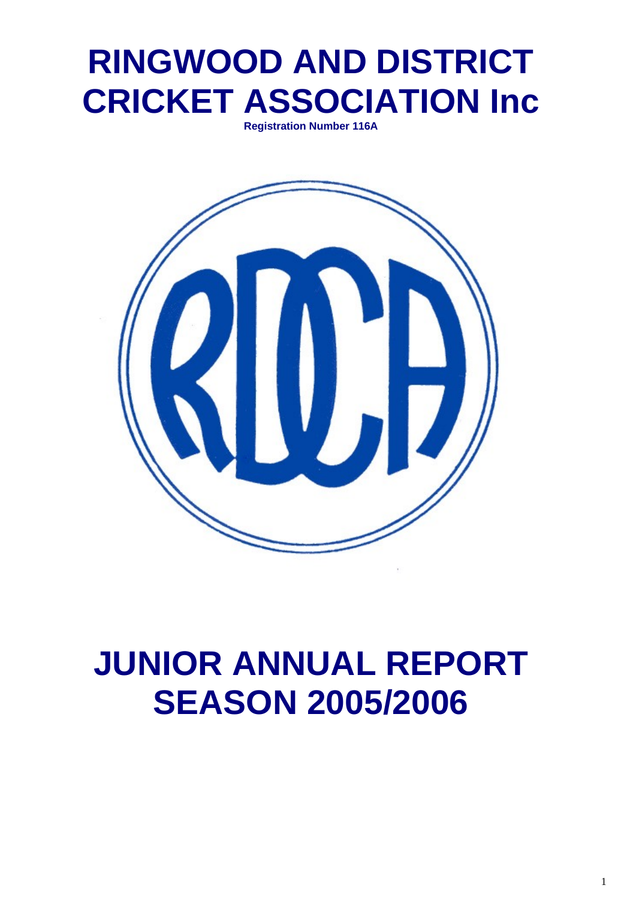# RINGWOOD AND DISTRICT CRICKET ASSOCIATION Inc

**Registration Number 116A**

# JUNIOR ANNUAL REPORT SEASON 2005/2006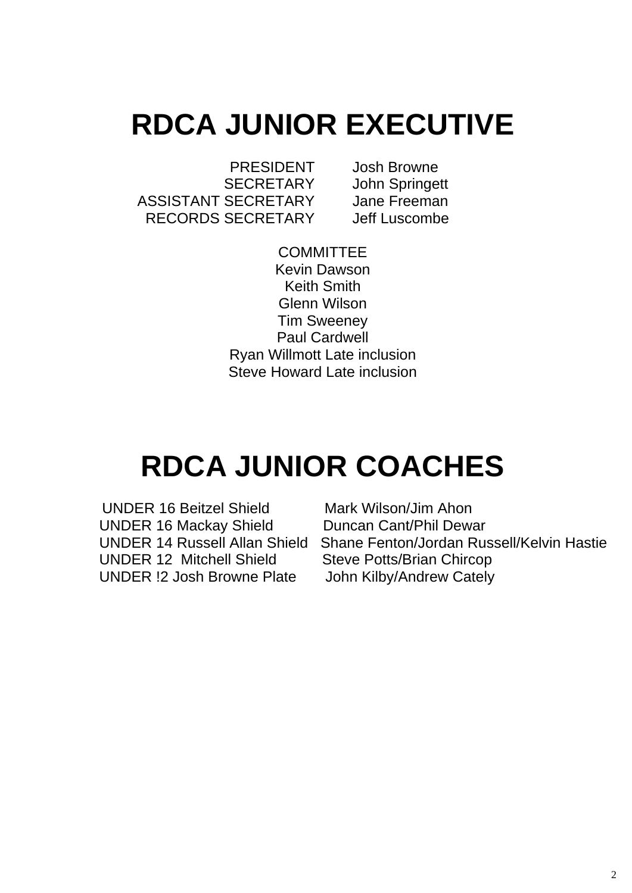# RDCA JUNIOR EXECUTIVE

| | |
|---|---|
| PRESIDENT | Josh Browne |
| SECRETARY | John Springett |
| ASSISTANT SECRETARY | Jane Freeman |
| RECORDS SECRETARY | Jeff Luscombe |

COMMITTEE
Kevin Dawson
Keith Smith
Glenn Wilson
Tim Sweeney
Paul Cardwell
Ryan Willmott Late inclusion
Steve Howard Late inclusion

# RDCA JUNIOR COACHES

| | |
|---|---|
| UNDER 16 Beitzel Shield | Mark Wilson/Jim Ahon |
| UNDER 16 Mackay Shield | Duncan Cant/Phil Dewar |
| UNDER 14 Russell Allan Shield | Shane Fenton/Jordan Russell/Kelvin Hastie |
| UNDER 12 Mitchell Shield | Steve Potts/Brian Chircop |
| UNDER !2 Josh Browne Plate | John Kilby/Andrew Cately |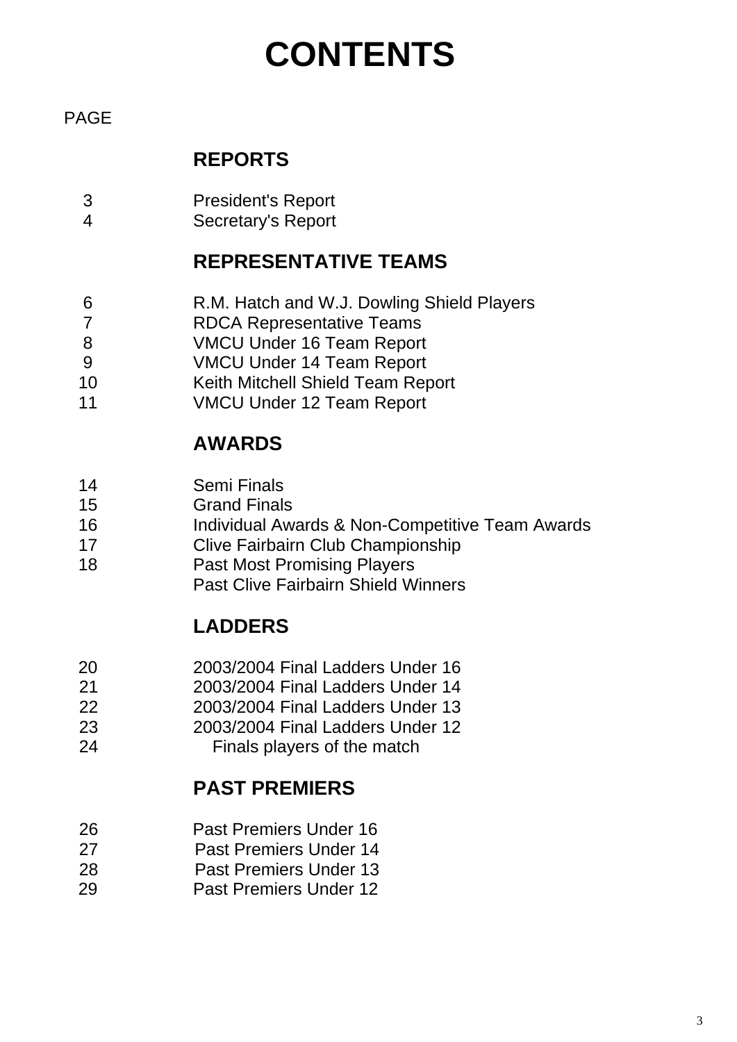# CONTENTS

PAGE

## REPORTS

| | |
|---|---|
| 3 | President's Report |
| 4 | Secretary's Report |

## REPRESENTATIVE TEAMS

| | |
|---|---|
| 6 | R.M. Hatch and W.J. Dowling Shield Players |
| 7 | RDCA Representative Teams |
| 8 | VMCU Under 16 Team Report |
| 9 | VMCU Under 14 Team Report |
| 10 | Keith Mitchell Shield Team Report |
| 11 | VMCU Under 12 Team Report |

## AWARDS

| | |
|---|---|
| 14 | Semi Finals |
| 15 | Grand Finals |
| 16 | Individual Awards & Non-Competitive Team Awards |
| 17 | Clive Fairbairn Club Championship |
| 18 | Past Most Promising Players |
| | Past Clive Fairbairn Shield Winners |

## LADDERS

| | |
|---|---|
| 20 | 2003/2004 Final Ladders Under 16 |
| 21 | 2003/2004 Final Ladders Under 14 |
| 22 | 2003/2004 Final Ladders Under 13 |
| 23 | 2003/2004 Final Ladders Under 12 |
| 24 | Finals players of the match |

## PAST PREMIERS

| | |
|---|---|
| 26 | Past Premiers Under 16 |
| 27 | Past Premiers Under 14 |
| 28 | Past Premiers Under 13 |
| 29 | Past Premiers Under 12 |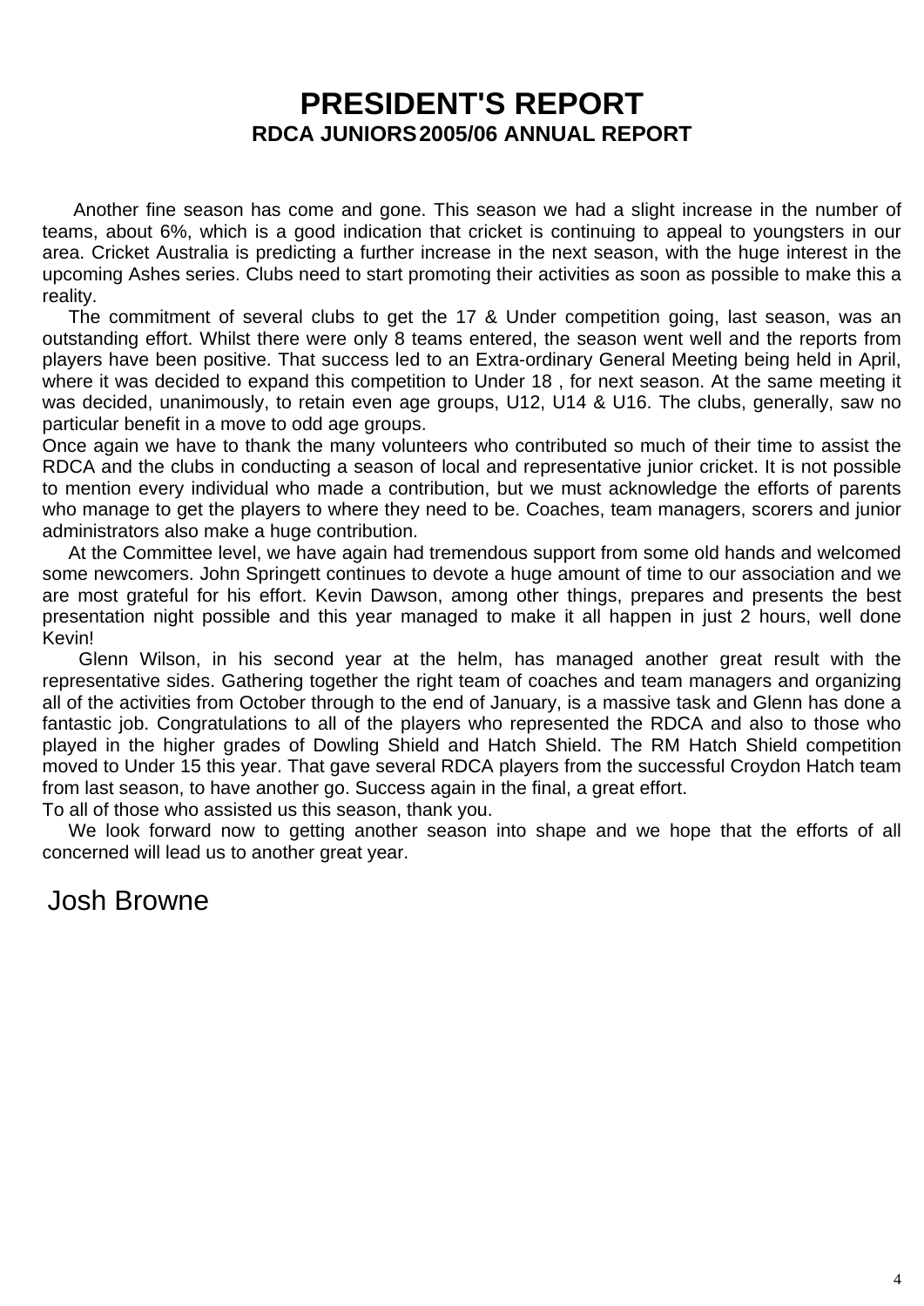# PRESIDENT'S REPORT

## RDCA JUNIORS 2005/06 ANNUAL REPORT

Another fine season has come and gone. This season we had a slight increase in the number of teams, about 6%, which is a good indication that cricket is continuing to appeal to youngsters in our area. Cricket Australia is predicting a further increase in the next season, with the huge interest in the upcoming Ashes series. Clubs need to start promoting their activities as soon as possible to make this a reality.

The commitment of several clubs to get the 17 & Under competition going, last season, was an outstanding effort. Whilst there were only 8 teams entered, the season went well and the reports from players have been positive. That success led to an Extra-ordinary General Meeting being held in April, where it was decided to expand this competition to Under 18 , for next season. At the same meeting it was decided, unanimously, to retain even age groups, U12, U14 & U16. The clubs, generally, saw no particular benefit in a move to odd age groups.

Once again we have to thank the many volunteers who contributed so much of their time to assist the RDCA and the clubs in conducting a season of local and representative junior cricket. It is not possible to mention every individual who made a contribution, but we must acknowledge the efforts of parents who manage to get the players to where they need to be. Coaches, team managers, scorers and junior administrators also make a huge contribution.

At the Committee level, we have again had tremendous support from some old hands and welcomed some newcomers. John Springett continues to devote a huge amount of time to our association and we are most grateful for his effort. Kevin Dawson, among other things, prepares and presents the best presentation night possible and this year managed to make it all happen in just 2 hours, well done Kevin!

Glenn Wilson, in his second year at the helm, has managed another great result with the representative sides. Gathering together the right team of coaches and team managers and organizing all of the activities from October through to the end of January, is a massive task and Glenn has done a fantastic job. Congratulations to all of the players who represented the RDCA and also to those who played in the higher grades of Dowling Shield and Hatch Shield. The RM Hatch Shield competition moved to Under 15 this year. That gave several RDCA players from the successful Croydon Hatch team from last season, to have another go. Success again in the final, a great effort.

To all of those who assisted us this season, thank you.

We look forward now to getting another season into shape and we hope that the efforts of all concerned will lead us to another great year.

Josh Browne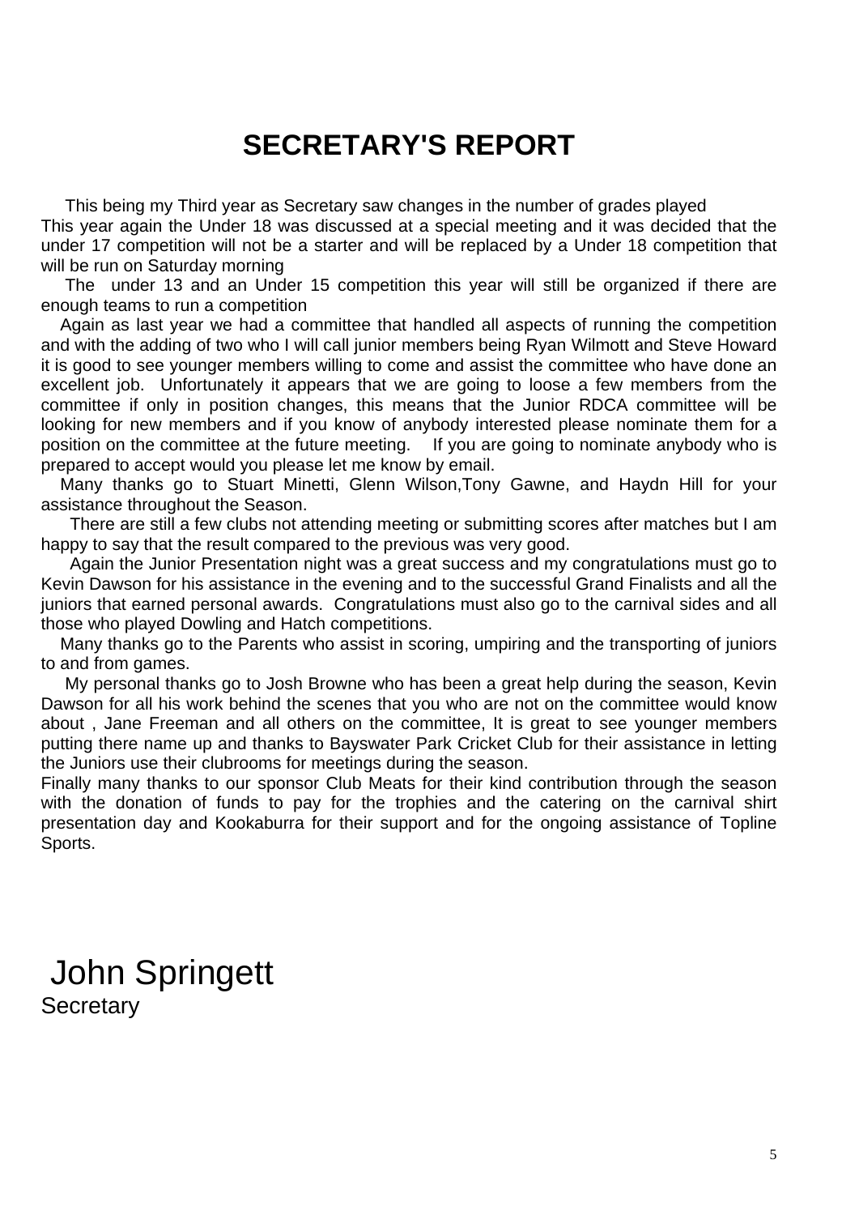# SECRETARY'S REPORT

This being my Third year as Secretary saw changes in the number of grades played
This year again the Under 18 was discussed at a special meeting and it was decided that the under 17 competition will not be a starter and will be replaced by a Under 18 competition that will be run on Saturday morning

The under 13 and an Under 15 competition this year will still be organized if there are enough teams to run a competition

Again as last year we had a committee that handled all aspects of running the competition and with the adding of two who I will call junior members being Ryan Wilmott and Steve Howard it is good to see younger members willing to come and assist the committee who have done an excellent job. Unfortunately it appears that we are going to loose a few members from the committee if only in position changes, this means that the Junior RDCA committee will be looking for new members and if you know of anybody interested please nominate them for a position on the committee at the future meeting. If you are going to nominate anybody who is prepared to accept would you please let me know by email.

Many thanks go to Stuart Minetti, Glenn Wilson,Tony Gawne, and Haydn Hill for your assistance throughout the Season.

There are still a few clubs not attending meeting or submitting scores after matches but I am happy to say that the result compared to the previous was very good.

Again the Junior Presentation night was a great success and my congratulations must go to Kevin Dawson for his assistance in the evening and to the successful Grand Finalists and all the juniors that earned personal awards. Congratulations must also go to the carnival sides and all those who played Dowling and Hatch competitions.

Many thanks go to the Parents who assist in scoring, umpiring and the transporting of juniors to and from games.

My personal thanks go to Josh Browne who has been a great help during the season, Kevin Dawson for all his work behind the scenes that you who are not on the committee would know about , Jane Freeman and all others on the committee, It is great to see younger members putting there name up and thanks to Bayswater Park Cricket Club for their assistance in letting the Juniors use their clubrooms for meetings during the season.

Finally many thanks to our sponsor Club Meats for their kind contribution through the season with the donation of funds to pay for the trophies and the catering on the carnival shirt presentation day and Kookaburra for their support and for the ongoing assistance of Topline Sports.

John Springett
Secretary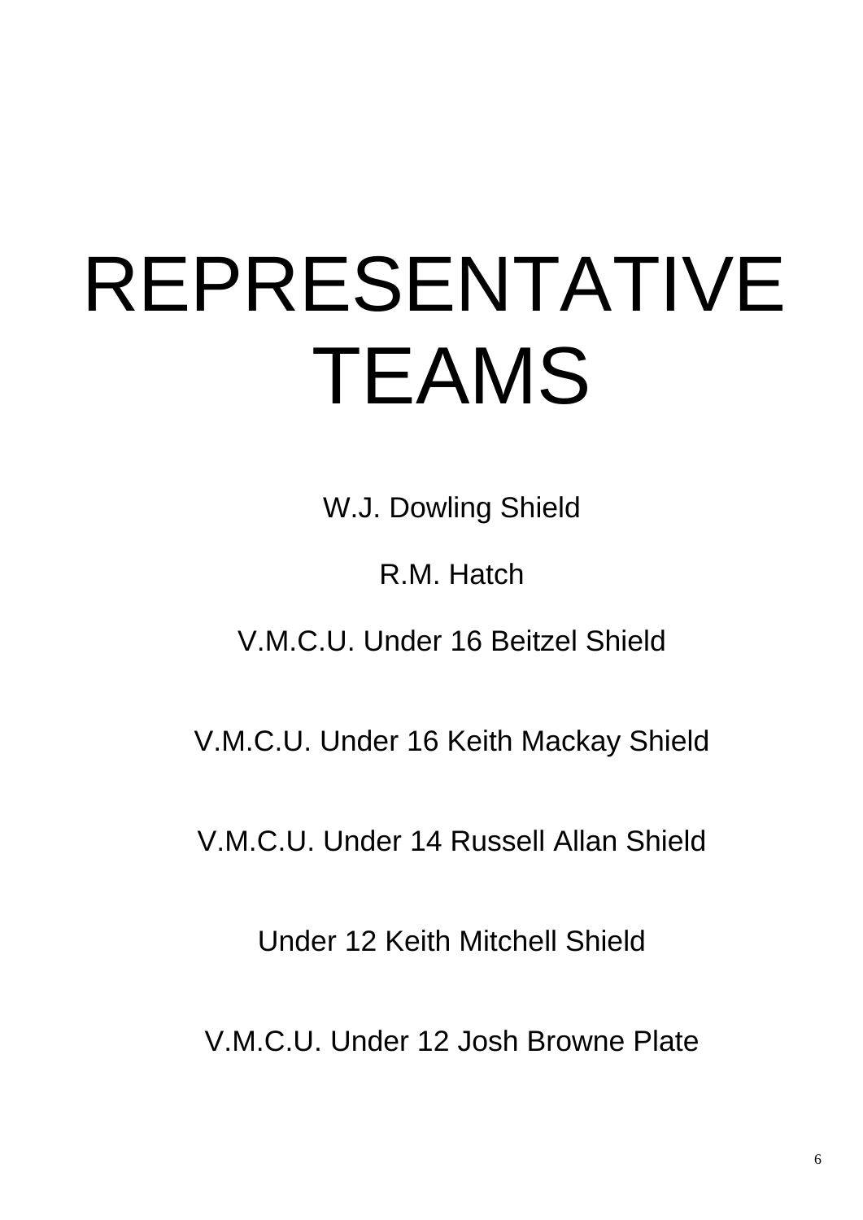# REPRESENTATIVE TEAMS

W.J. Dowling Shield

R.M. Hatch

V.M.C.U. Under 16 Beitzel Shield

V.M.C.U. Under 16 Keith Mackay Shield

V.M.C.U. Under 14 Russell Allan Shield

Under 12 Keith Mitchell Shield

V.M.C.U. Under 12 Josh Browne Plate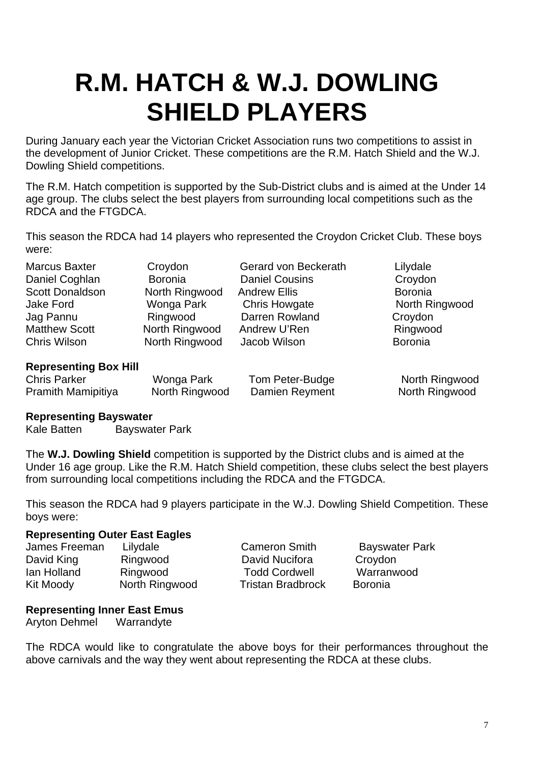# R.M. HATCH & W.J. DOWLING SHIELD PLAYERS

During January each year the Victorian Cricket Association runs two competitions to assist in the development of Junior Cricket. These competitions are the R.M. Hatch Shield and the W.J. Dowling Shield competitions.

The R.M. Hatch competition is supported by the Sub-District clubs and is aimed at the Under 14 age group. The clubs select the best players from surrounding local competitions such as the RDCA and the FTGDCA.

This season the RDCA had 14 players who represented the Croydon Cricket Club. These boys were:

| | | | |
|---|---|---|---|
| Marcus Baxter | Croydon | Gerard von Beckerath | Lilydale |
| Daniel Coghlan | Boronia | Daniel Cousins | Croydon |
| Scott Donaldson | North Ringwood | Andrew Ellis | Boronia |
| Jake Ford | Wonga Park | Chris Howgate | North Ringwood |
| Jag Pannu | Ringwood | Darren Rowland | Croydon |
| Matthew Scott | North Ringwood | Andrew U'Ren | Ringwood |
| Chris Wilson | North Ringwood | Jacob Wilson | Boronia |

**Representing Box Hill**

| | | | |
|---|---|---|---|
| Chris Parker | Wonga Park | Tom Peter-Budge | North Ringwood |
| Pramith Mamipitiya | North Ringwood | Damien Reyment | North Ringwood |

**Representing Bayswater**

Kale Batten Bayswater Park

The **W.J. Dowling Shield** competition is supported by the District clubs and is aimed at the Under 16 age group. Like the R.M. Hatch Shield competition, these clubs select the best players from surrounding local competitions including the RDCA and the FTGDCA.

This season the RDCA had 9 players participate in the W.J. Dowling Shield Competition. These boys were:

**Representing Outer East Eagles**

| | | | |
|---|---|---|---|
| James Freeman | Lilydale | Cameron Smith | Bayswater Park |
| David King | Ringwood | David Nucifora | Croydon |
| Ian Holland | Ringwood | Todd Cordwell | Warranwood |
| Kit Moody | North Ringwood | Tristan Bradbrock | Boronia |

**Representing Inner East Emus**

Aryton Dehmel Warrandyte

The RDCA would like to congratulate the above boys for their performances throughout the above carnivals and the way they went about representing the RDCA at these clubs.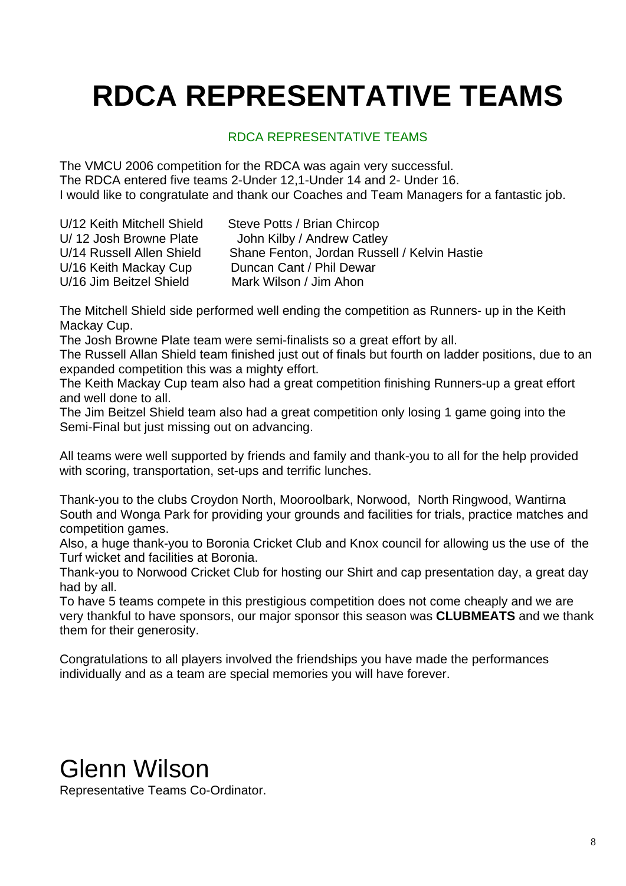# RDCA REPRESENTATIVE TEAMS

RDCA REPRESENTATIVE TEAMS

The VMCU 2006 competition for the RDCA was again very successful.
The RDCA entered five teams 2-Under 12,1-Under 14 and 2- Under 16.
I would like to congratulate and thank our Coaches and Team Managers for a fantastic job.

| | |
|---|---|
| U/12 Keith Mitchell Shield | Steve Potts / Brian Chircop |
| U/ 12 Josh Browne Plate | John Kilby / Andrew Catley |
| U/14 Russell Allen Shield | Shane Fenton, Jordan Russell / Kelvin Hastie |
| U/16 Keith Mackay Cup | Duncan Cant / Phil Dewar |
| U/16 Jim Beitzel Shield | Mark Wilson / Jim Ahon |

The Mitchell Shield side performed well ending the competition as Runners- up in the Keith Mackay Cup.
The Josh Browne Plate team were semi-finalists so a great effort by all.
The Russell Allan Shield team finished just out of finals but fourth on ladder positions, due to an expanded competition this was a mighty effort.
The Keith Mackay Cup team also had a great competition finishing Runners-up a great effort and well done to all.
The Jim Beitzel Shield team also had a great competition only losing 1 game going into the Semi-Final but just missing out on advancing.

All teams were well supported by friends and family and thank-you to all for the help provided with scoring, transportation, set-ups and terrific lunches.

Thank-you to the clubs Croydon North, Mooroolbark, Norwood, North Ringwood, Wantirna South and Wonga Park for providing your grounds and facilities for trials, practice matches and competition games.
Also, a huge thank-you to Boronia Cricket Club and Knox council for allowing us the use of the Turf wicket and facilities at Boronia.
Thank-you to Norwood Cricket Club for hosting our Shirt and cap presentation day, a great day had by all.
To have 5 teams compete in this prestigious competition does not come cheaply and we are very thankful to have sponsors, our major sponsor this season was **CLUBMEATS** and we thank them for their generosity.

Congratulations to all players involved the friendships you have made the performances individually and as a team are special memories you will have forever.

Glenn Wilson
Representative Teams Co-Ordinator.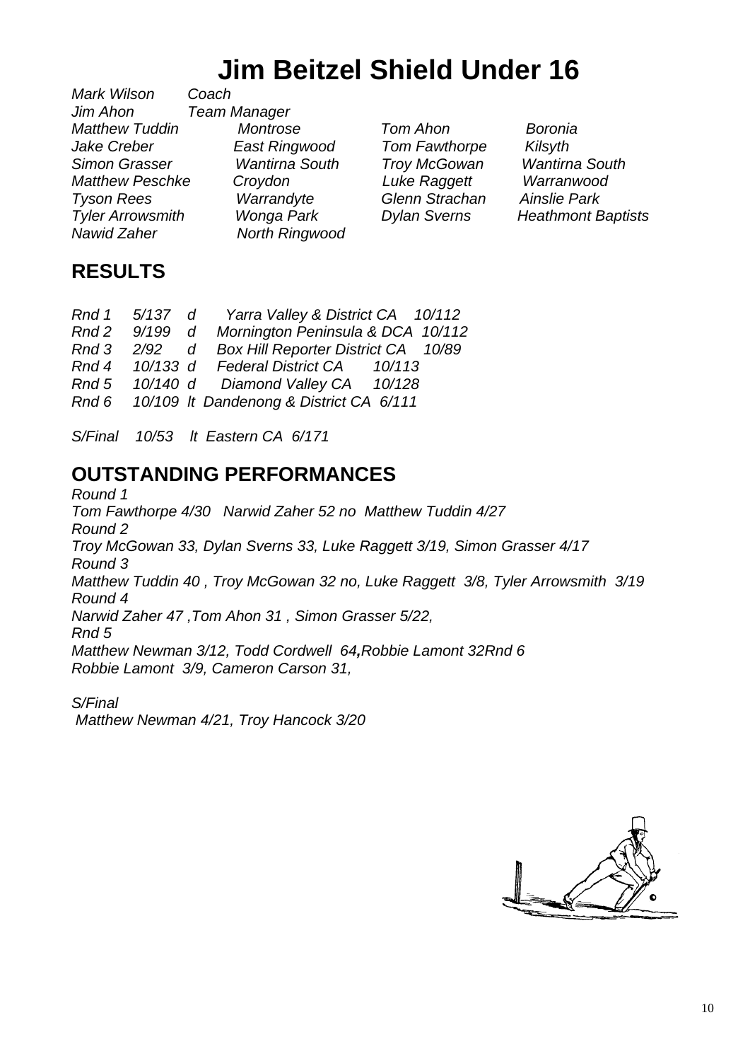# Jim Beitzel Shield Under 16

*Mark Wilson* *Coach*
*Jim Ahon* *Team Manager*

| | | | |
|---|---|---|---|
| *Matthew Tuddin* | *Montrose* | *Tom Ahon* | *Boronia* |
| *Jake Creber* | *East Ringwood* | *Tom Fawthorpe* | *Kilsyth* |
| *Simon Grasser* | *Wantirna South* | *Troy McGowan* | *Wantirna South* |
| *Matthew Peschke* | *Croydon* | *Luke Raggett* | *Warranwood* |
| *Tyson Rees* | *Warrandyte* | *Glenn Strachan* | *Ainslie Park* |
| *Tyler Arrowsmith* | *Wonga Park* | *Dylan Sverns* | *Heathmont Baptists* |
| *Nawid Zaher* | *North Ringwood* | | |

## RESULTS

*Rnd 1 5/137 d Yarra Valley & District CA 10/112*
*Rnd 2 9/199 d Mornington Peninsula & DCA 10/112*
*Rnd 3 2/92 d Box Hill Reporter District CA 10/89*
*Rnd 4 10/133 d Federal District CA 10/113*
*Rnd 5 10/140 d Diamond Valley CA 10/128*
*Rnd 6 10/109 lt Dandenong & District CA 6/111*

*S/Final 10/53 lt Eastern CA 6/171*

## OUTSTANDING PERFORMANCES

*Round 1*
*Tom Fawthorpe 4/30 Narwid Zaher 52 no Matthew Tuddin 4/27*
*Round 2*
*Troy McGowan 33, Dylan Sverns 33, Luke Raggett 3/19, Simon Grasser 4/17*
*Round 3*
*Matthew Tuddin 40 , Troy McGowan 32 no, Luke Raggett 3/8, Tyler Arrowsmith 3/19*
*Round 4*
*Narwid Zaher 47 ,Tom Ahon 31 , Simon Grasser 5/22,*
*Rnd 5*
*Matthew Newman 3/12, Todd Cordwell 64,Robbie Lamont 32Rnd 6*
*Robbie Lamont 3/9, Cameron Carson 31,*

*S/Final*
*Matthew Newman 4/21, Troy Hancock 3/20*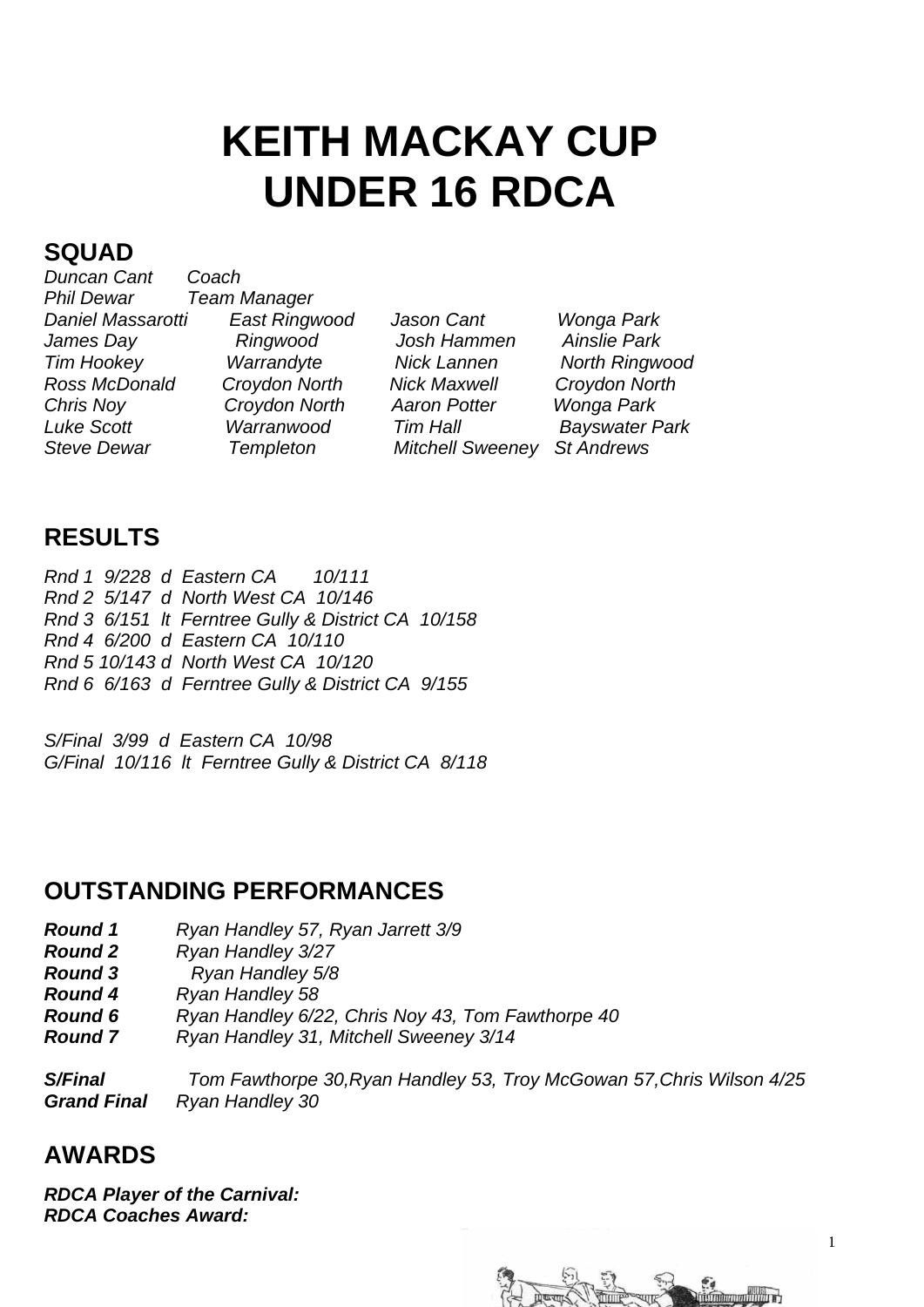# KEITH MACKAY CUP
# UNDER 16 RDCA

## SQUAD

*Duncan Cant* *Coach*
*Phil Dewar* *Team Manager*

| | | | |
|---|---|---|---|
| *Daniel Massarotti* | *East Ringwood* | *Jason Cant* | *Wonga Park* |
| *James Day* | *Ringwood* | *Josh Hammen* | *Ainslie Park* |
| *Tim Hookey* | *Warrandyte* | *Nick Lannen* | *North Ringwood* |
| *Ross McDonald* | *Croydon North* | *Nick Maxwell* | *Croydon North* |
| *Chris Noy* | *Croydon North* | *Aaron Potter* | *Wonga Park* |
| *Luke Scott* | *Warranwood* | *Tim Hall* | *Bayswater Park* |
| *Steve Dewar* | *Templeton* | *Mitchell Sweeney* | *St Andrews* |

## RESULTS

*Rnd 1 9/228 d Eastern CA 10/111*
*Rnd 2 5/147 d North West CA 10/146*
*Rnd 3 6/151 lt Ferntree Gully & District CA 10/158*
*Rnd 4 6/200 d Eastern CA 10/110*
*Rnd 5 10/143 d North West CA 10/120*
*Rnd 6 6/163 d Ferntree Gully & District CA 9/155*

*S/Final 3/99 d Eastern CA 10/98*
*G/Final 10/116 lt Ferntree Gully & District CA 8/118*

## OUTSTANDING PERFORMANCES

***Round 1*** *Ryan Handley 57, Ryan Jarrett 3/9*
***Round 2*** *Ryan Handley 3/27*
***Round 3*** *Ryan Handley 5/8*
***Round 4*** *Ryan Handley 58*
***Round 6*** *Ryan Handley 6/22, Chris Noy 43, Tom Fawthorpe 40*
***Round 7*** *Ryan Handley 31, Mitchell Sweeney 3/14*

***S/Final*** *Tom Fawthorpe 30,Ryan Handley 53, Troy McGowan 57,Chris Wilson 4/25*
***Grand Final*** *Ryan Handley 30*

## AWARDS

***RDCA Player of the Carnival:***
***RDCA Coaches Award:***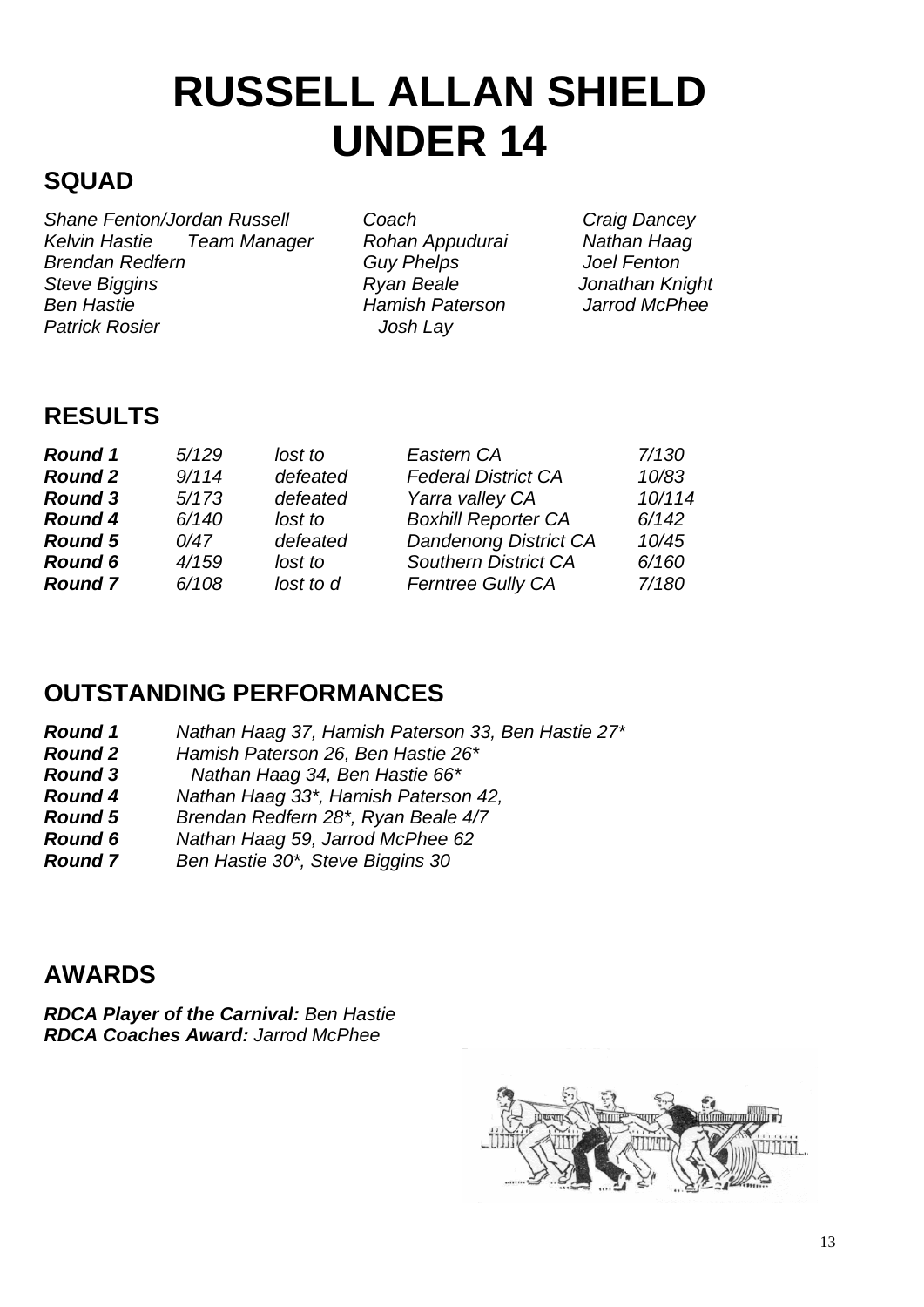# RUSSELL ALLAN SHIELD UNDER 14

## SQUAD

*Shane Fenton/Jordan Russell Coach*
*Kelvin Hastie Team Manager*
*Brendan Redfern*
*Steve Biggins*
*Ben Hastie*
*Patrick Rosier*
*Rohan Appudurai*
*Guy Phelps*
*Ryan Beale*
*Hamish Paterson*
*Josh Lay*
*Craig Dancey*
*Nathan Haag*
*Joel Fenton*
*Jonathan Knight*
*Jarrod McPhee*

## RESULTS

| | | | | |
|---|---|---|---|---|
| ***Round 1*** | *5/129* | *lost to* | *Eastern CA* | *7/130* |
| ***Round 2*** | *9/114* | *defeated* | *Federal District CA* | *10/83* |
| ***Round 3*** | *5/173* | *defeated* | *Yarra valley CA* | *10/114* |
| ***Round 4*** | *6/140* | *lost to* | *Boxhill Reporter CA* | *6/142* |
| ***Round 5*** | *0/47* | *defeated* | *Dandenong District CA* | *10/45* |
| ***Round 6*** | *4/159* | *lost to* | *Southern District CA* | *6/160* |
| ***Round 7*** | *6/108* | *lost to d* | *Ferntree Gully CA* | *7/180* |

## OUTSTANDING PERFORMANCES

***Round 1*** *Nathan Haag 37, Hamish Paterson 33, Ben Hastie 27**
***Round 2*** *Hamish Paterson 26, Ben Hastie 26**
***Round 3*** *Nathan Haag 34, Ben Hastie 66**
***Round 4*** *Nathan Haag 33*, Hamish Paterson 42,*
***Round 5*** *Brendan Redfern 28*, Ryan Beale 4/7*
***Round 6*** *Nathan Haag 59, Jarrod McPhee 62*
***Round 7*** *Ben Hastie 30*, Steve Biggins 30*

## AWARDS

***RDCA Player of the Carnival:*** *Ben Hastie*
***RDCA Coaches Award:*** *Jarrod McPhee*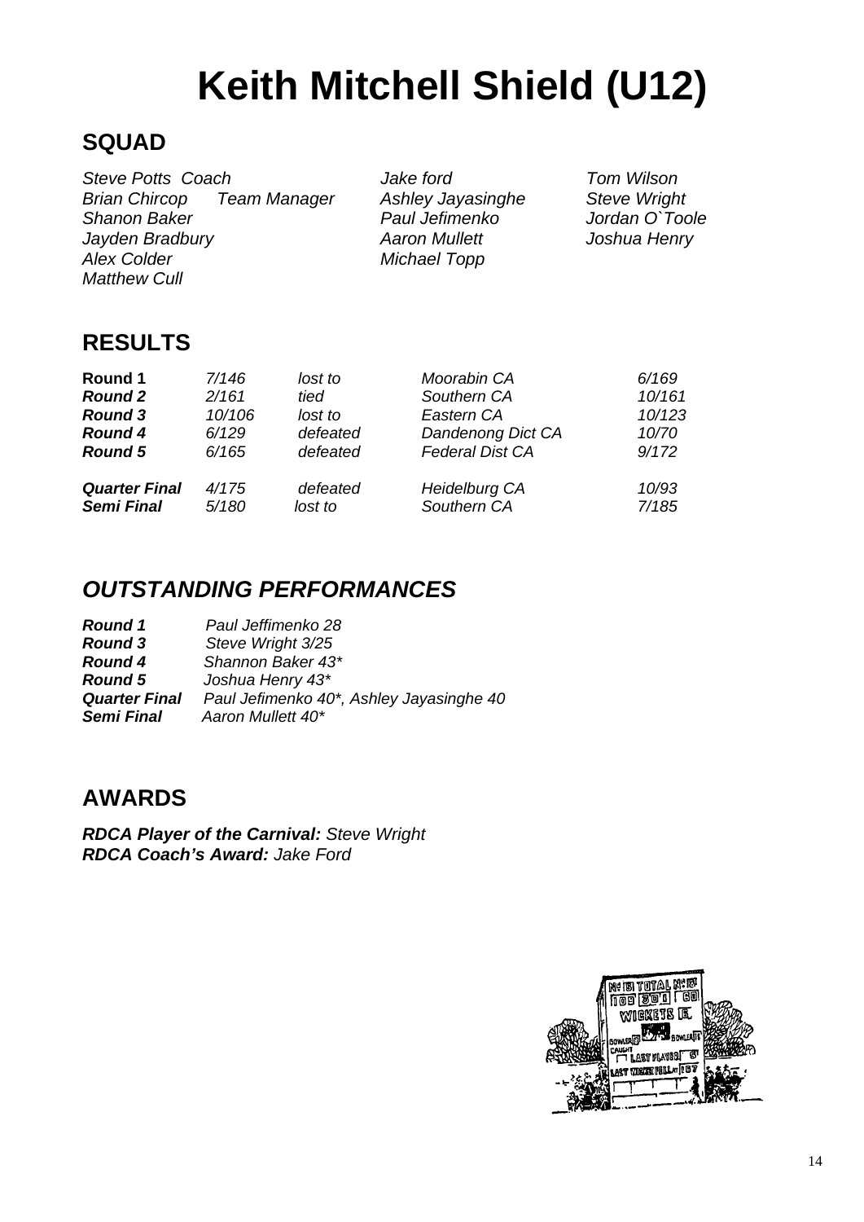# Keith Mitchell Shield (U12)

## SQUAD

*Steve Potts Coach*
*Brian Chircop Team Manager*
*Shanon Baker*
*Jayden Bradbury*
*Alex Colder*
*Matthew Cull*
*Jake ford*
*Ashley Jayasinghe*
*Paul Jefimenko*
*Aaron Mullett*
*Michael Topp*
*Tom Wilson*
*Steve Wright*
*Jordan O`Toole*
*Joshua Henry*

## RESULTS

| | | | | |
|---|---|---|---|---|
| **Round 1** | *7/146* | *lost to* | *Moorabin CA* | *6/169* |
| ***Round 2*** | *2/161* | *tied* | *Southern CA* | *10/161* |
| ***Round 3*** | *10/106* | *lost to* | *Eastern CA* | *10/123* |
| ***Round 4*** | *6/129* | *defeated* | *Dandenong Dict CA* | *10/70* |
| ***Round 5*** | *6/165* | *defeated* | *Federal Dist CA* | *9/172* |
| ***Quarter Final*** | *4/175* | *defeated* | *Heidelburg CA* | *10/93* |
| ***Semi Final*** | *5/180* | *lost to* | *Southern CA* | *7/185* |

## *OUTSTANDING PERFORMANCES*

***Round 1*** *Paul Jeffimenko 28*
***Round 3*** *Steve Wright 3/25*
***Round 4*** *Shannon Baker 43**
***Round 5*** *Joshua Henry 43**
***Quarter Final*** *Paul Jefimenko 40*, Ashley Jayasinghe 40*
***Semi Final*** *Aaron Mullett 40**

## AWARDS

***RDCA Player of the Carnival:*** *Steve Wright*
***RDCA Coach's Award:*** *Jake Ford*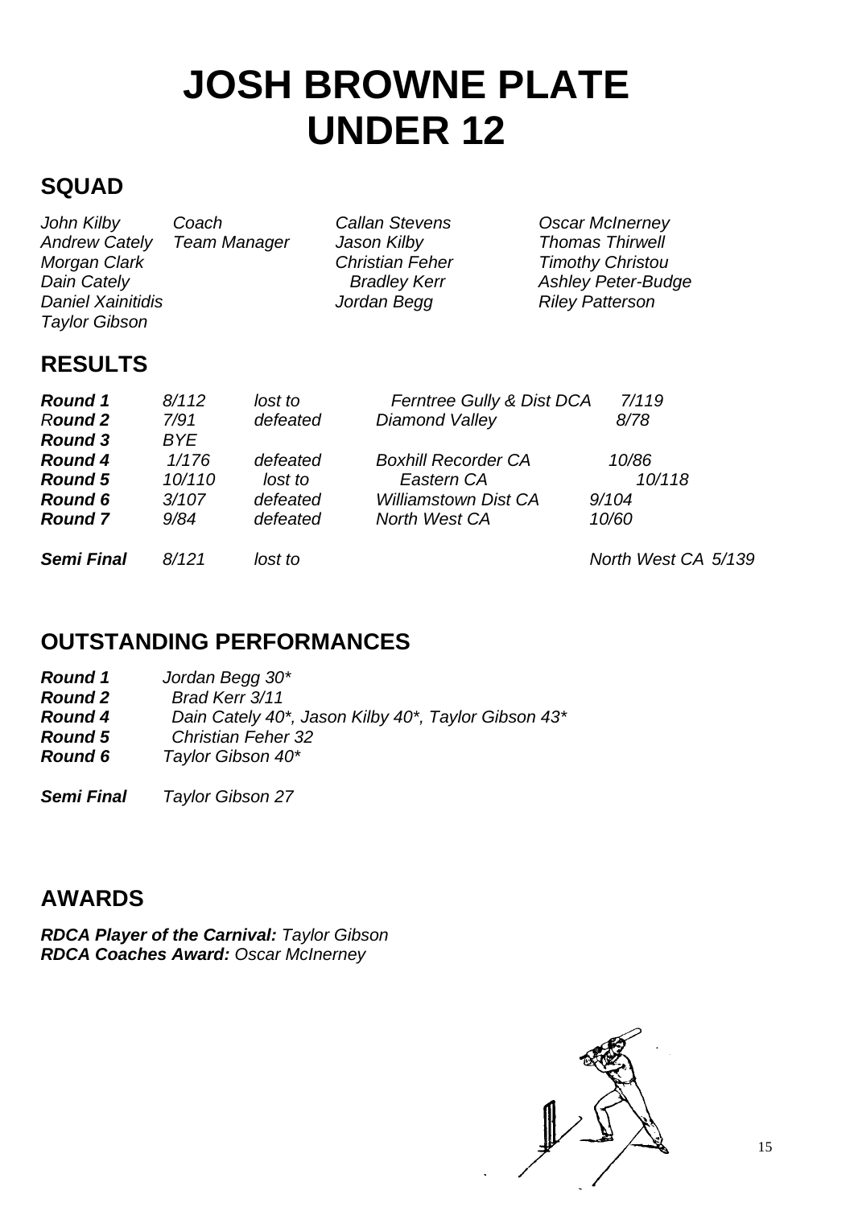# JOSH BROWNE PLATE UNDER 12

## SQUAD

| | | | |
|---|---|---|---|
| *John Kilby* | *Coach* | *Callan Stevens* | *Oscar McInerney* |
| *Andrew Cately* | *Team Manager* | *Jason Kilby* | *Thomas Thirwell* |
| *Morgan Clark* | | *Christian Feher* | *Timothy Christou* |
| *Dain Cately* | | *Bradley Kerr* | *Ashley Peter-Budge* |
| *Daniel Xainitidis* | | *Jordan Begg* | *Riley Patterson* |
| *Taylor Gibson* | | | |

## RESULTS

| | | | | |
|---|---|---|---|---|
| ***Round 1*** | *8/112* | *lost to* | *Ferntree Gully & Dist DCA* | *7/119* |
| ***Round 2*** | *7/91* | *defeated* | *Diamond Valley* | *8/78* |
| ***Round 3*** | *BYE* | | | |
| ***Round 4*** | *1/176* | *defeated* | *Boxhill Recorder CA* | *10/86* |
| ***Round 5*** | *10/110* | *lost to* | *Eastern CA* | *10/118* |
| ***Round 6*** | *3/107* | *defeated* | *Williamstown Dist CA* | *9/104* |
| ***Round 7*** | *9/84* | *defeated* | *North West CA* | *10/60* |
| ***Semi Final*** | *8/121* | *lost to* | | *North West CA 5/139* |

## OUTSTANDING PERFORMANCES

***Round 1*** *Jordan Begg 30**
***Round 2*** *Brad Kerr 3/11*
***Round 4*** *Dain Cately 40*, Jason Kilby 40*, Taylor Gibson 43**
***Round 5*** *Christian Feher 32*
***Round 6*** *Taylor Gibson 40**

***Semi Final*** *Taylor Gibson 27*

## AWARDS

***RDCA Player of the Carnival:*** *Taylor Gibson*
***RDCA Coaches Award:*** *Oscar McInerney*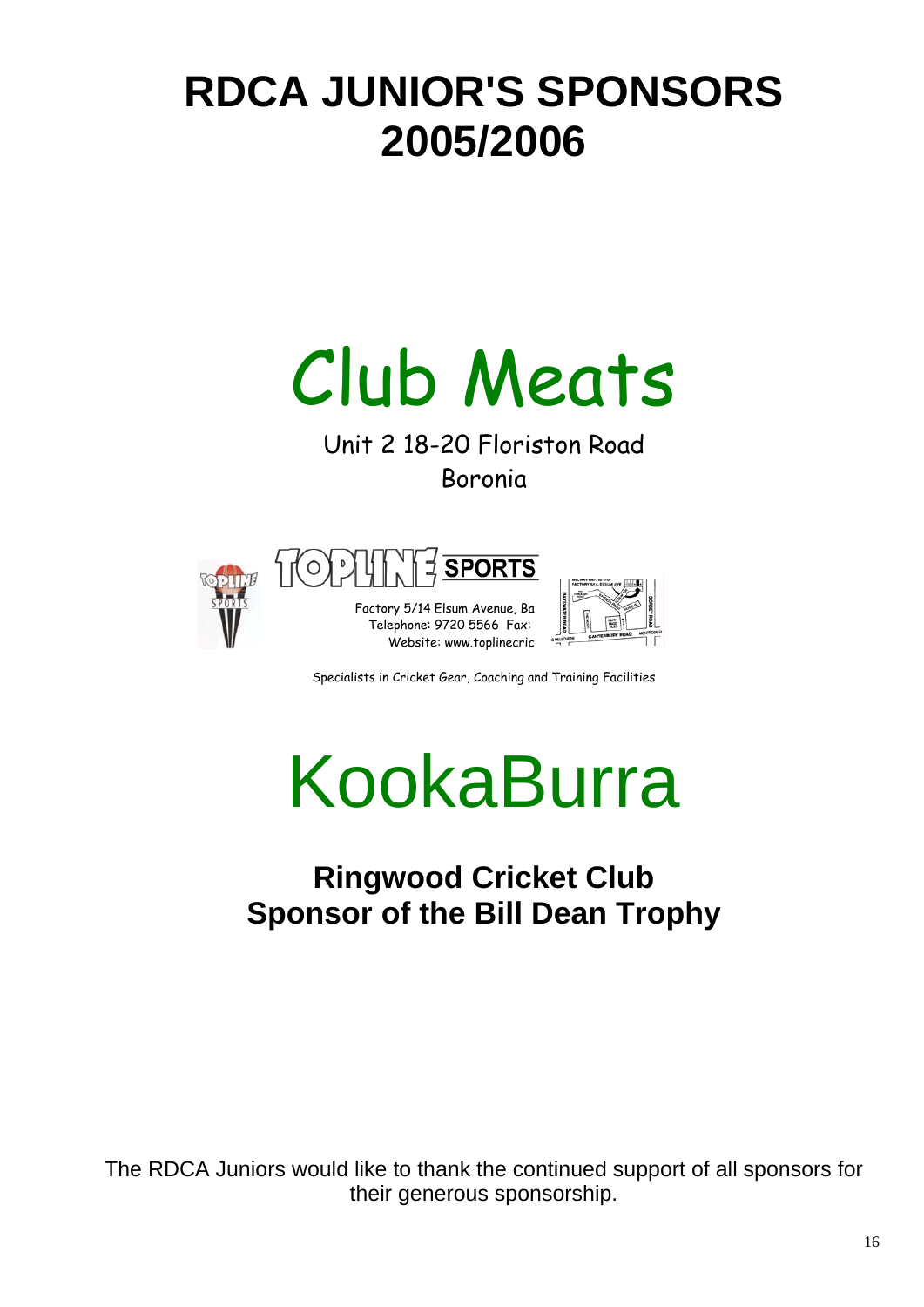# RDCA JUNIOR'S SPONSORS 2005/2006

## Club Meats

Unit 2 18-20 Floriston Road
Boronia

## TOPLINE SPORTS

Factory 5/14 Elsum Avenue, Ba
Telephone: 9720 5566 Fax:
Website: www.toplinecric

Specialists in Cricket Gear, Coaching and Training Facilities

## KookaBurra

**Ringwood Cricket Club**
**Sponsor of the Bill Dean Trophy**

The RDCA Juniors would like to thank the continued support of all sponsors for their generous sponsorship.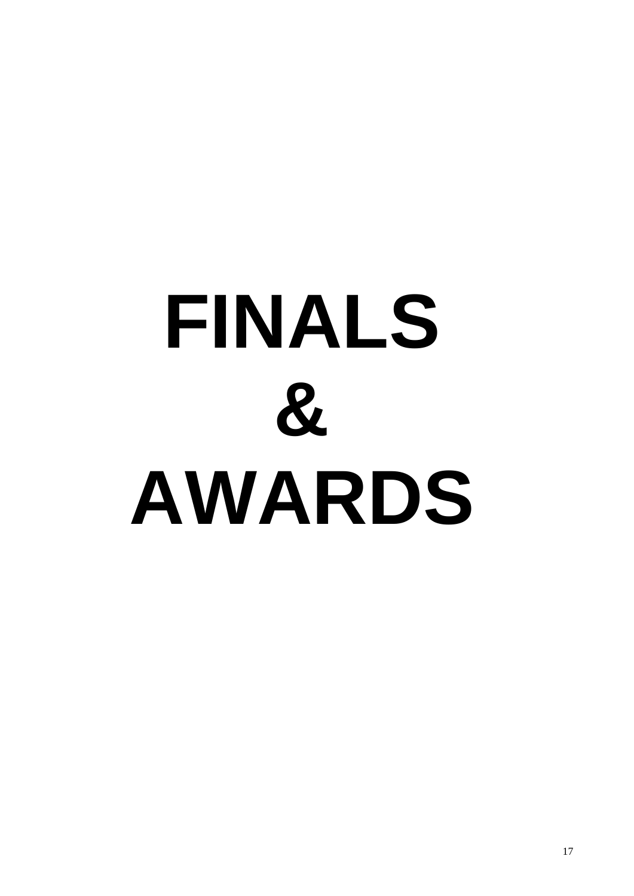# FINALS

# &

# AWARDS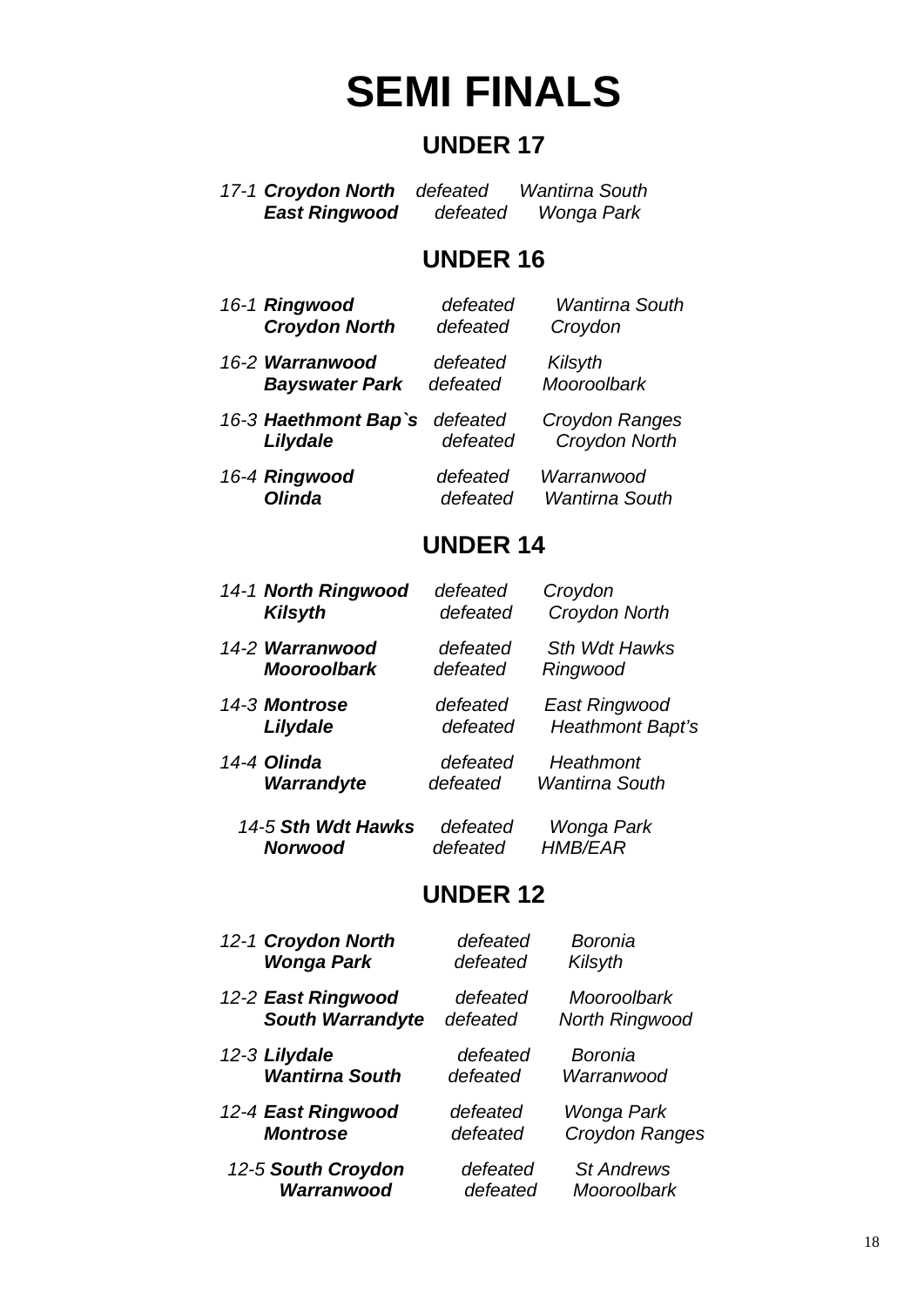# SEMI FINALS

## UNDER 17

| | | | |
|---|---|---|---|
| *17-1* | ***Croydon North*** | *defeated* | *Wantirna South* |
| | ***East Ringwood*** | *defeated* | *Wonga Park* |

## UNDER 16

| | | | |
|---|---|---|---|
| *16-1* | ***Ringwood*** | *defeated* | *Wantirna South* |
| | ***Croydon North*** | *defeated* | *Croydon* |
| *16-2* | ***Warranwood*** | *defeated* | *Kilsyth* |
| | ***Bayswater Park*** | *defeated* | *Mooroolbark* |
| *16-3* | ***Haethmont Bap`s*** | *defeated* | *Croydon Ranges* |
| | ***Lilydale*** | *defeated* | *Croydon North* |
| *16-4* | ***Ringwood*** | *defeated* | *Warranwood* |
| | ***Olinda*** | *defeated* | *Wantirna South* |

## UNDER 14

| | | | |
|---|---|---|---|
| *14-1* | ***North Ringwood*** | *defeated* | *Croydon* |
| | ***Kilsyth*** | *defeated* | *Croydon North* |
| *14-2* | ***Warranwood*** | *defeated* | *Sth Wdt Hawks* |
| | ***Mooroolbark*** | *defeated* | *Ringwood* |
| *14-3* | ***Montrose*** | *defeated* | *East Ringwood* |
| | ***Lilydale*** | *defeated* | *Heathmont Bapt's* |
| *14-4* | ***Olinda*** | *defeated* | *Heathmont* |
| | ***Warrandyte*** | *defeated* | *Wantirna South* |
| *14-5* | ***Sth Wdt Hawks*** | *defeated* | *Wonga Park* |
| | ***Norwood*** | *defeated* | *HMB/EAR* |

## UNDER 12

| | | | |
|---|---|---|---|
| *12-1* | ***Croydon North*** | *defeated* | *Boronia* |
| | ***Wonga Park*** | *defeated* | *Kilsyth* |
| *12-2* | ***East Ringwood*** | *defeated* | *Mooroolbark* |
| | ***South Warrandyte*** | *defeated* | *North Ringwood* |
| *12-3* | ***Lilydale*** | *defeated* | *Boronia* |
| | ***Wantirna South*** | *defeated* | *Warranwood* |
| *12-4* | ***East Ringwood*** | *defeated* | *Wonga Park* |
| | ***Montrose*** | *defeated* | *Croydon Ranges* |
| *12-5* | ***South Croydon*** | *defeated* | *St Andrews* |
| | ***Warranwood*** | *defeated* | *Mooroolbark* |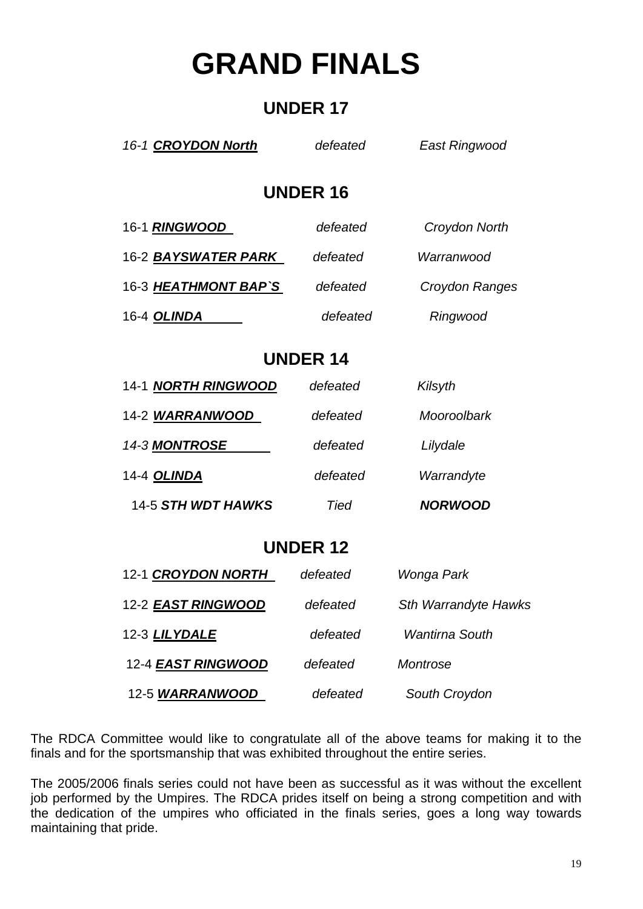# GRAND FINALS

## UNDER 17

| | | |
|---|---|---|
| *16-1* ***CROYDON North*** | *defeated* | *East Ringwood* |

## UNDER 16

| | | |
|---|---|---|
| 16-1 ***RINGWOOD*** | *defeated* | *Croydon North* |
| 16-2 ***BAYSWATER PARK*** | *defeated* | *Warranwood* |
| 16-3 ***HEATHMONT BAP`S*** | *defeated* | *Croydon Ranges* |
| 16-4 ***OLINDA*** | *defeated* | *Ringwood* |

## UNDER 14

| | | |
|---|---|---|
| 14-1 ***NORTH RINGWOOD*** | *defeated* | *Kilsyth* |
| 14-2 ***WARRANWOOD*** | *defeated* | *Mooroolbark* |
| *14-3* ***MONTROSE*** | *defeated* | *Lilydale* |
| 14-4 ***OLINDA*** | *defeated* | *Warrandyte* |
| 14-5 ***STH WDT HAWKS*** | *Tied* | ***NORWOOD*** |

## UNDER 12

| | | |
|---|---|---|
| 12-1 ***CROYDON NORTH*** | *defeated* | *Wonga Park* |
| 12-2 ***EAST RINGWOOD*** | *defeated* | *Sth Warrandyte Hawks* |
| 12-3 ***LILYDALE*** | *defeated* | *Wantirna South* |
| 12-4 ***EAST RINGWOOD*** | *defeated* | *Montrose* |
| 12-5 ***WARRANWOOD*** | *defeated* | *South Croydon* |

The RDCA Committee would like to congratulate all of the above teams for making it to the finals and for the sportsmanship that was exhibited throughout the entire series.

The 2005/2006 finals series could not have been as successful as it was without the excellent job performed by the Umpires. The RDCA prides itself on being a strong competition and with the dedication of the umpires who officiated in the finals series, goes a long way towards maintaining that pride.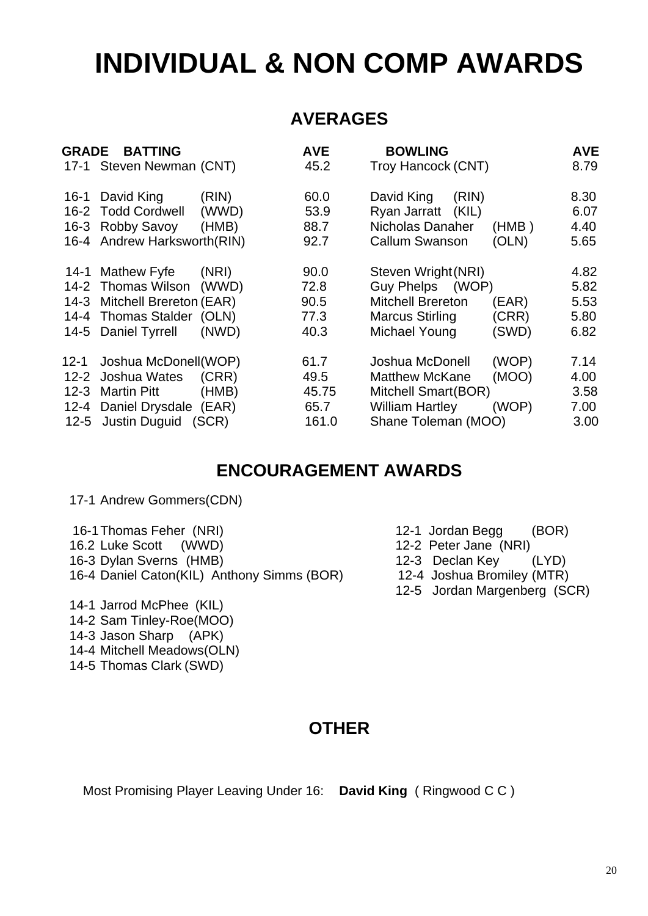# INDIVIDUAL & NON COMP AWARDS

## AVERAGES

| GRADE | BATTING | AVE | BOWLING | AVE |
|---|---|---|---|---|
| 17-1 | Steven Newman (CNT) | 45.2 | Troy Hancock (CNT) | 8.79 |
| 16-1 | David King (RIN) | 60.0 | David King (RIN) | 8.30 |
| 16-2 | Todd Cordwell (WWD) | 53.9 | Ryan Jarratt (KIL) | 6.07 |
| 16-3 | Robby Savoy (HMB) | 88.7 | Nicholas Danaher (HMB ) | 4.40 |
| 16-4 | Andrew Harksworth(RIN) | 92.7 | Callum Swanson (OLN) | 5.65 |
| 14-1 | Mathew Fyfe (NRI) | 90.0 | Steven Wright (NRI) | 4.82 |
| 14-2 | Thomas Wilson (WWD) | 72.8 | Guy Phelps (WOP) | 5.82 |
| 14-3 | Mitchell Brereton (EAR) | 90.5 | Mitchell Brereton (EAR) | 5.53 |
| 14-4 | Thomas Stalder (OLN) | 77.3 | Marcus Stirling (CRR) | 5.80 |
| 14-5 | Daniel Tyrrell (NWD) | 40.3 | Michael Young (SWD) | 6.82 |
| 12-1 | Joshua McDonell(WOP) | 61.7 | Joshua McDonell (WOP) | 7.14 |
| 12-2 | Joshua Wates (CRR) | 49.5 | Matthew McKane (MOO) | 4.00 |
| 12-3 | Martin Pitt (HMB) | 45.75 | Mitchell Smart(BOR) | 3.58 |
| 12-4 | Daniel Drysdale (EAR) | 65.7 | William Hartley (WOP) | 7.00 |
| 12-5 | Justin Duguid (SCR) | 161.0 | Shane Toleman (MOO) | 3.00 |

## ENCOURAGEMENT AWARDS

17-1 Andrew Gommers(CDN)

16-1 Thomas Feher (NRI)
16.2 Luke Scott (WWD)
16-3 Dylan Sverns (HMB)
16-4 Daniel Caton(KIL) Anthony Simms (BOR)

14-1 Jarrod McPhee (KIL)
14-2 Sam Tinley-Roe(MOO)
14-3 Jason Sharp (APK)
14-4 Mitchell Meadows(OLN)
14-5 Thomas Clark (SWD)

12-1 Jordan Begg (BOR)
12-2 Peter Jane (NRI)
12-3 Declan Key (LYD)
12-4 Joshua Bromiley (MTR)
12-5 Jordan Margenberg (SCR)

## OTHER

Most Promising Player Leaving Under 16: **David King** ( Ringwood C C )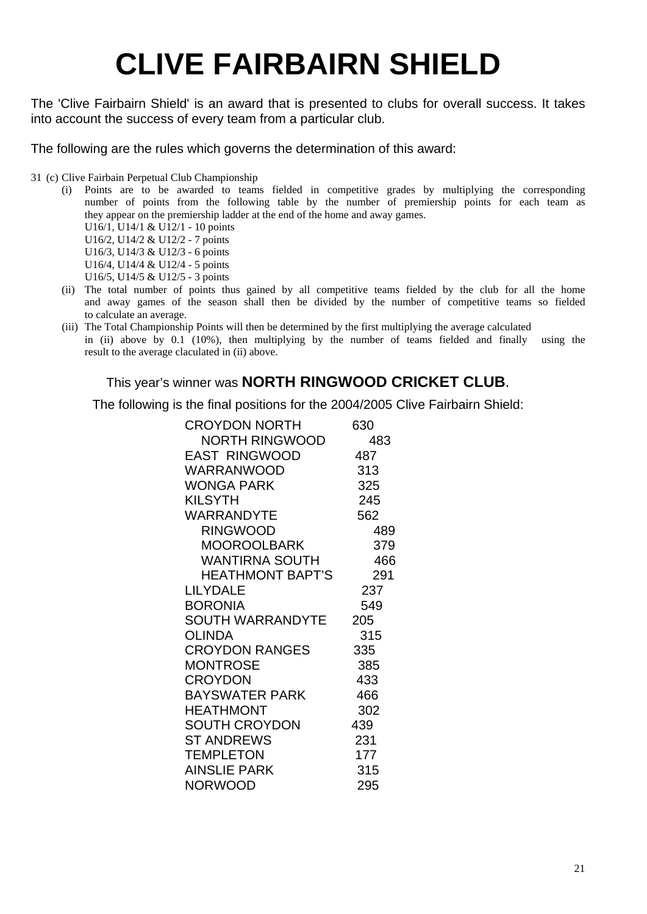# CLIVE FAIRBAIRN SHIELD

The 'Clive Fairbairn Shield' is an award that is presented to clubs for overall success. It takes into account the success of every team from a particular club.

The following are the rules which governs the determination of this award:

31 (c) Clive Fairbain Perpetual Club Championship

(i) Points are to be awarded to teams fielded in competitive grades by multiplying the corresponding number of points from the following table by the number of premiership points for each team as they appear on the premiership ladder at the end of the home and away games.
U16/1, U14/1 & U12/1 - 10 points
U16/2, U14/2 & U12/2 - 7 points
U16/3, U14/3 & U12/3 - 6 points
U16/4, U14/4 & U12/4 - 5 points
U16/5, U14/5 & U12/5 - 3 points

(ii) The total number of points thus gained by all competitive teams fielded by the club for all the home and away games of the season shall then be divided by the number of competitive teams so fielded to calculate an average.

(iii) The Total Championship Points will then be determined by the first multiplying the average calculated in (ii) above by 0.1 (10%), then multiplying by the number of teams fielded and finally using the result to the average claculated in (ii) above.

This year's winner was **NORTH RINGWOOD CRICKET CLUB**.

The following is the final positions for the 2004/2005 Clive Fairbairn Shield:

| Club | Points |
|---|---|
| CROYDON NORTH | 630 |
| NORTH RINGWOOD | 483 |
| EAST RINGWOOD | 487 |
| WARRANWOOD | 313 |
| WONGA PARK | 325 |
| KILSYTH | 245 |
| WARRANDYTE | 562 |
| RINGWOOD | 489 |
| MOOROOLBARK | 379 |
| WANTIRNA SOUTH | 466 |
| HEATHMONT BAPT'S | 291 |
| LILYDALE | 237 |
| BORONIA | 549 |
| SOUTH WARRANDYTE | 205 |
| OLINDA | 315 |
| CROYDON RANGES | 335 |
| MONTROSE | 385 |
| CROYDON | 433 |
| BAYSWATER PARK | 466 |
| HEATHMONT | 302 |
| SOUTH CROYDON | 439 |
| ST ANDREWS | 231 |
| TEMPLETON | 177 |
| AINSLIE PARK | 315 |
| NORWOOD | 295 |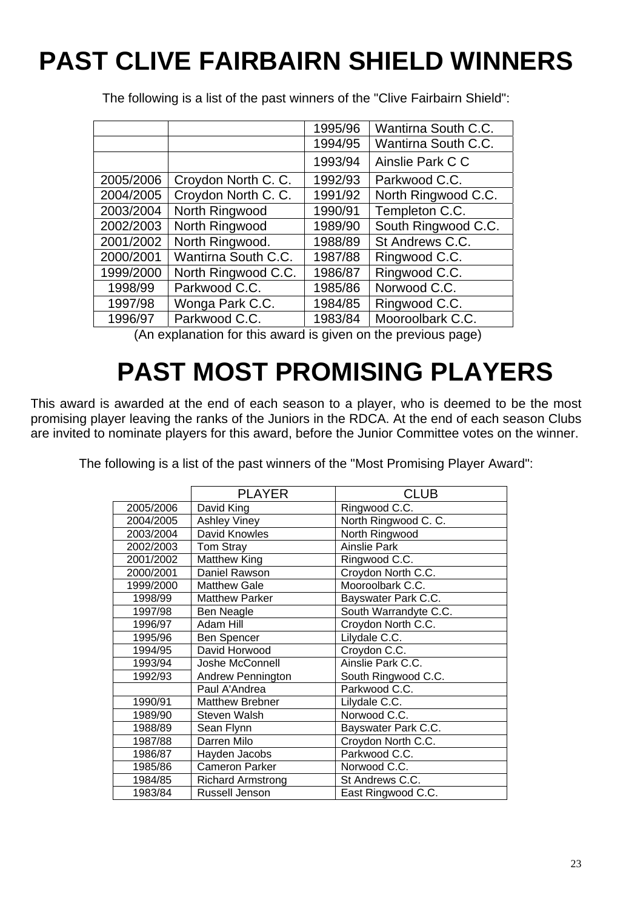# PAST CLIVE FAIRBAIRN SHIELD WINNERS

The following is a list of the past winners of the "Clive Fairbairn Shield":

| | | | |
|---|---|---|---|
| | | 1995/96 | Wantirna South C.C. |
| | | 1994/95 | Wantirna South C.C. |
| | | 1993/94 | Ainslie Park C C |
| 2005/2006 | Croydon North C. C. | 1992/93 | Parkwood C.C. |
| 2004/2005 | Croydon North C. C. | 1991/92 | North Ringwood C.C. |
| 2003/2004 | North Ringwood | 1990/91 | Templeton C.C. |
| 2002/2003 | North Ringwood | 1989/90 | South Ringwood C.C. |
| 2001/2002 | North Ringwood. | 1988/89 | St Andrews C.C. |
| 2000/2001 | Wantirna South C.C. | 1987/88 | Ringwood C.C. |
| 1999/2000 | North Ringwood C.C. | 1986/87 | Ringwood C.C. |
| 1998/99 | Parkwood C.C. | 1985/86 | Norwood C.C. |
| 1997/98 | Wonga Park C.C. | 1984/85 | Ringwood C.C. |
| 1996/97 | Parkwood C.C. | 1983/84 | Mooroolbark C.C. |

(An explanation for this award is given on the previous page)

# PAST MOST PROMISING PLAYERS

This award is awarded at the end of each season to a player, who is deemed to be the most promising player leaving the ranks of the Juniors in the RDCA. At the end of each season Clubs are invited to nominate players for this award, before the Junior Committee votes on the winner.

The following is a list of the past winners of the "Most Promising Player Award":

| | PLAYER | CLUB |
|---|---|---|
| 2005/2006 | David King | Ringwood C.C. |
| 2004/2005 | Ashley Viney | North Ringwood C. C. |
| 2003/2004 | David Knowles | North Ringwood |
| 2002/2003 | Tom Stray | Ainslie Park |
| 2001/2002 | Matthew King | Ringwood C.C. |
| 2000/2001 | Daniel Rawson | Croydon North C.C. |
| 1999/2000 | Matthew Gale | Mooroolbark C.C. |
| 1998/99 | Matthew Parker | Bayswater Park C.C. |
| 1997/98 | Ben Neagle | South Warrandyte C.C. |
| 1996/97 | Adam Hill | Croydon North C.C. |
| 1995/96 | Ben Spencer | Lilydale C.C. |
| 1994/95 | David Horwood | Croydon C.C. |
| 1993/94 | Joshe McConnell | Ainslie Park C.C. |
| 1992/93 | Andrew Pennington | South Ringwood C.C. |
| | Paul A'Andrea | Parkwood C.C. |
| 1990/91 | Matthew Brebner | Lilydale C.C. |
| 1989/90 | Steven Walsh | Norwood C.C. |
| 1988/89 | Sean Flynn | Bayswater Park C.C. |
| 1987/88 | Darren Milo | Croydon North C.C. |
| 1986/87 | Hayden Jacobs | Parkwood C.C. |
| 1985/86 | Cameron Parker | Norwood C.C. |
| 1984/85 | Richard Armstrong | St Andrews C.C. |
| 1983/84 | Russell Jenson | East Ringwood C.C. |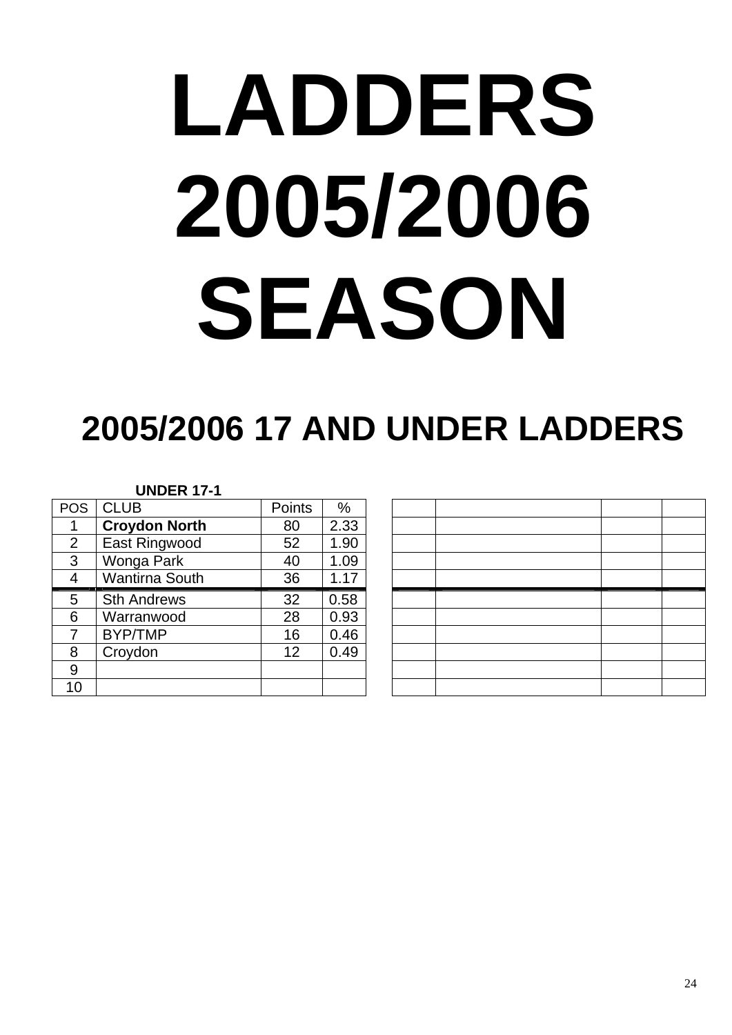# LADDERS 2005/2006 SEASON

## 2005/2006 17 AND UNDER LADDERS

**UNDER 17-1**

| POS | CLUB | Points | % |
|---|---|---|---|
| 1 | **Croydon North** | 80 | 2.33 |
| 2 | East Ringwood | 52 | 1.90 |
| 3 | Wonga Park | 40 | 1.09 |
| 4 | Wantirna South | 36 | 1.17 |
| 5 | Sth Andrews | 32 | 0.58 |
| 6 | Warranwood | 28 | 0.93 |
| 7 | BYP/TMP | 16 | 0.46 |
| 8 | Croydon | 12 | 0.49 |
| 9 | | | |
| 10 | | | |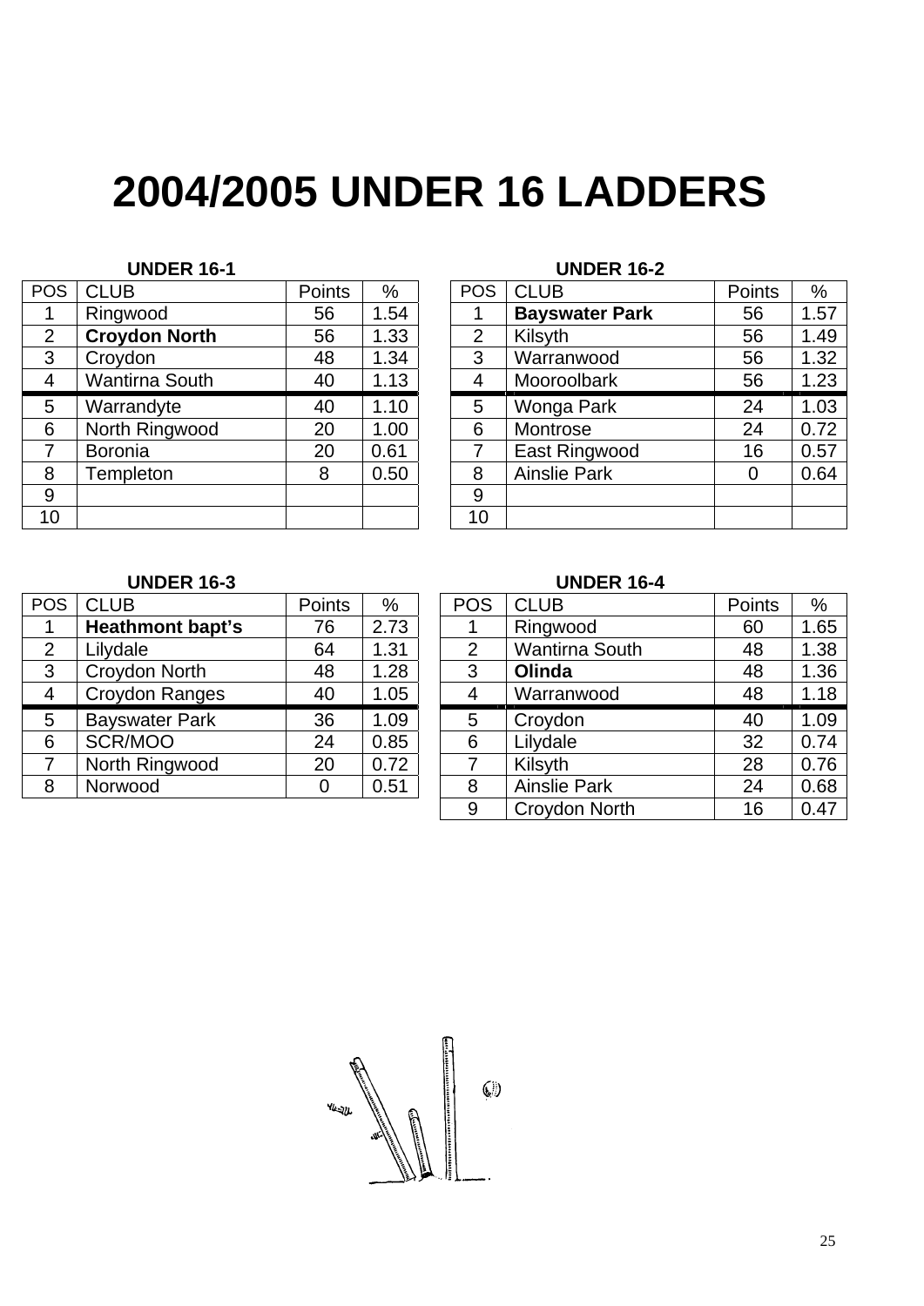# 2004/2005 UNDER 16 LADDERS

### UNDER 16-1

| POS | CLUB | Points | % |
|---|---|---|---|
| 1 | Ringwood | 56 | 1.54 |
| 2 | **Croydon North** | 56 | 1.33 |
| 3 | Croydon | 48 | 1.34 |
| 4 | Wantirna South | 40 | 1.13 |
| 5 | Warrandyte | 40 | 1.10 |
| 6 | North Ringwood | 20 | 1.00 |
| 7 | Boronia | 20 | 0.61 |
| 8 | Templeton | 8 | 0.50 |
| 9 | | | |
| 10 | | | |

### UNDER 16-2

| POS | CLUB | Points | % |
|---|---|---|---|
| 1 | **Bayswater Park** | 56 | 1.57 |
| 2 | Kilsyth | 56 | 1.49 |
| 3 | Warranwood | 56 | 1.32 |
| 4 | Mooroolbark | 56 | 1.23 |
| 5 | Wonga Park | 24 | 1.03 |
| 6 | Montrose | 24 | 0.72 |
| 7 | East Ringwood | 16 | 0.57 |
| 8 | Ainslie Park | 0 | 0.64 |
| 9 | | | |
| 10 | | | |

### UNDER 16-3

| POS | CLUB | Points | % |
|---|---|---|---|
| 1 | **Heathmont bapt's** | 76 | 2.73 |
| 2 | Lilydale | 64 | 1.31 |
| 3 | Croydon North | 48 | 1.28 |
| 4 | Croydon Ranges | 40 | 1.05 |
| 5 | Bayswater Park | 36 | 1.09 |
| 6 | SCR/MOO | 24 | 0.85 |
| 7 | North Ringwood | 20 | 0.72 |
| 8 | Norwood | 0 | 0.51 |

### UNDER 16-4

| POS | CLUB | Points | % |
|---|---|---|---|
| 1 | Ringwood | 60 | 1.65 |
| 2 | Wantirna South | 48 | 1.38 |
| 3 | **Olinda** | 48 | 1.36 |
| 4 | Warranwood | 48 | 1.18 |
| 5 | Croydon | 40 | 1.09 |
| 6 | Lilydale | 32 | 0.74 |
| 7 | Kilsyth | 28 | 0.76 |
| 8 | Ainslie Park | 24 | 0.68 |
| 9 | Croydon North | 16 | 0.47 |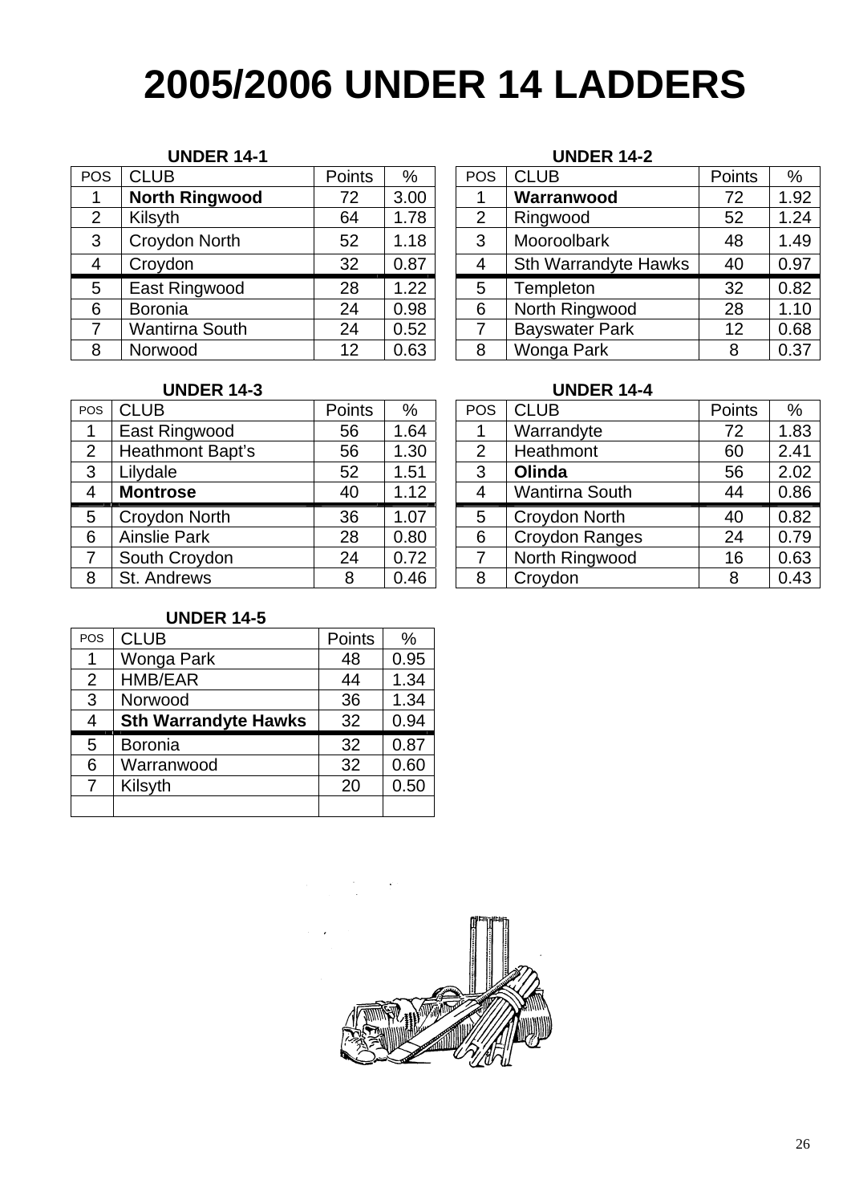# 2005/2006 UNDER 14 LADDERS

### UNDER 14-1

| POS | CLUB | Points | % |
|---|---|---|---|
| 1 | **North Ringwood** | 72 | 3.00 |
| 2 | Kilsyth | 64 | 1.78 |
| 3 | Croydon North | 52 | 1.18 |
| 4 | Croydon | 32 | 0.87 |
| 5 | East Ringwood | 28 | 1.22 |
| 6 | Boronia | 24 | 0.98 |
| 7 | Wantirna South | 24 | 0.52 |
| 8 | Norwood | 12 | 0.63 |

### UNDER 14-2

| POS | CLUB | Points | % |
|---|---|---|---|
| 1 | **Warranwood** | 72 | 1.92 |
| 2 | Ringwood | 52 | 1.24 |
| 3 | Mooroolbark | 48 | 1.49 |
| 4 | Sth Warrandyte Hawks | 40 | 0.97 |
| 5 | Templeton | 32 | 0.82 |
| 6 | North Ringwood | 28 | 1.10 |
| 7 | Bayswater Park | 12 | 0.68 |
| 8 | Wonga Park | 8 | 0.37 |

### UNDER 14-3

| POS | CLUB | Points | % |
|---|---|---|---|
| 1 | East Ringwood | 56 | 1.64 |
| 2 | Heathmont Bapt's | 56 | 1.30 |
| 3 | Lilydale | 52 | 1.51 |
| 4 | **Montrose** | 40 | 1.12 |
| 5 | Croydon North | 36 | 1.07 |
| 6 | Ainslie Park | 28 | 0.80 |
| 7 | South Croydon | 24 | 0.72 |
| 8 | St. Andrews | 8 | 0.46 |

### UNDER 14-4

| POS | CLUB | Points | % |
|---|---|---|---|
| 1 | Warrandyte | 72 | 1.83 |
| 2 | Heathmont | 60 | 2.41 |
| 3 | **Olinda** | 56 | 2.02 |
| 4 | Wantirna South | 44 | 0.86 |
| 5 | Croydon North | 40 | 0.82 |
| 6 | Croydon Ranges | 24 | 0.79 |
| 7 | North Ringwood | 16 | 0.63 |
| 8 | Croydon | 8 | 0.43 |

### UNDER 14-5

| POS | CLUB | Points | % |
|---|---|---|---|
| 1 | Wonga Park | 48 | 0.95 |
| 2 | HMB/EAR | 44 | 1.34 |
| 3 | Norwood | 36 | 1.34 |
| 4 | **Sth Warrandyte Hawks** | 32 | 0.94 |
| 5 | Boronia | 32 | 0.87 |
| 6 | Warranwood | 32 | 0.60 |
| 7 | Kilsyth | 20 | 0.50 |
| | | | |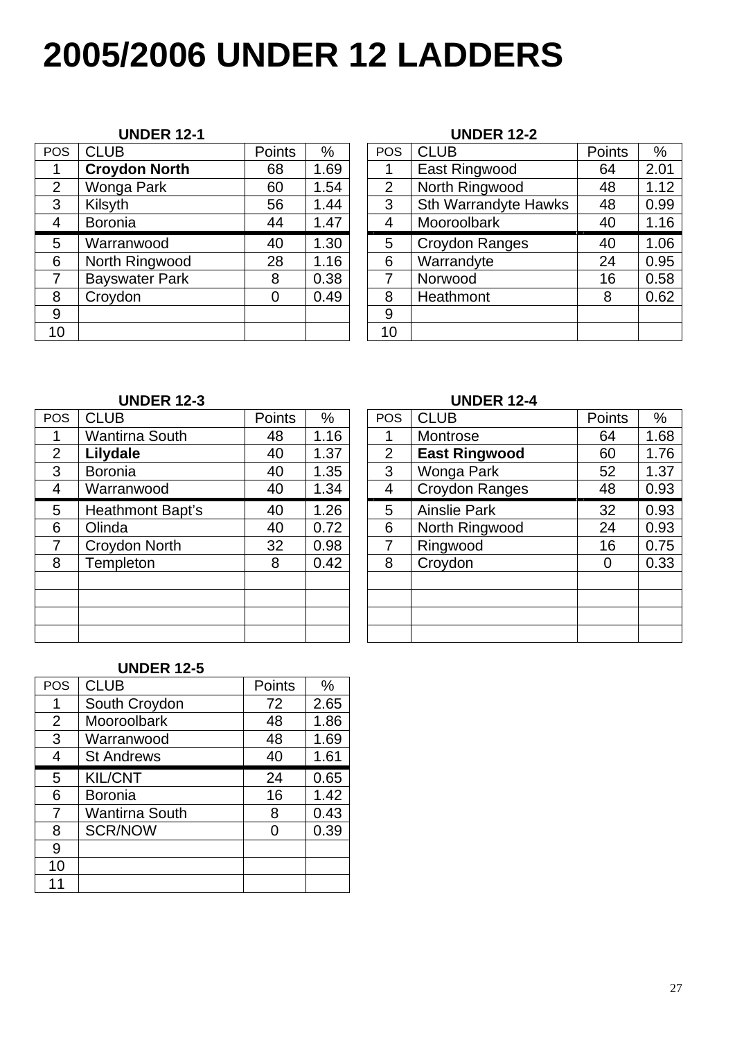# 2005/2006 UNDER 12 LADDERS

### UNDER 12-1

| POS | CLUB | Points | % |
|---|---|---|---|
| 1 | **Croydon North** | 68 | 1.69 |
| 2 | Wonga Park | 60 | 1.54 |
| 3 | Kilsyth | 56 | 1.44 |
| 4 | Boronia | 44 | 1.47 |
| 5 | Warranwood | 40 | 1.30 |
| 6 | North Ringwood | 28 | 1.16 |
| 7 | Bayswater Park | 8 | 0.38 |
| 8 | Croydon | 0 | 0.49 |
| 9 | | | |
| 10 | | | |

### UNDER 12-2

| POS | CLUB | Points | % |
|---|---|---|---|
| 1 | East Ringwood | 64 | 2.01 |
| 2 | North Ringwood | 48 | 1.12 |
| 3 | Sth Warrandyte Hawks | 48 | 0.99 |
| 4 | Mooroolbark | 40 | 1.16 |
| 5 | Croydon Ranges | 40 | 1.06 |
| 6 | Warrandyte | 24 | 0.95 |
| 7 | Norwood | 16 | 0.58 |
| 8 | Heathmont | 8 | 0.62 |
| 9 | | | |
| 10 | | | |

### UNDER 12-3

| POS | CLUB | Points | % |
|---|---|---|---|
| 1 | Wantirna South | 48 | 1.16 |
| 2 | **Lilydale** | 40 | 1.37 |
| 3 | Boronia | 40 | 1.35 |
| 4 | Warranwood | 40 | 1.34 |
| 5 | Heathmont Bapt's | 40 | 1.26 |
| 6 | Olinda | 40 | 0.72 |
| 7 | Croydon North | 32 | 0.98 |
| 8 | Templeton | 8 | 0.42 |
| | | | |
| | | | |
| | | | |
| | | | |

### UNDER 12-4

| POS | CLUB | Points | % |
|---|---|---|---|
| 1 | Montrose | 64 | 1.68 |
| 2 | **East Ringwood** | 60 | 1.76 |
| 3 | Wonga Park | 52 | 1.37 |
| 4 | Croydon Ranges | 48 | 0.93 |
| 5 | Ainslie Park | 32 | 0.93 |
| 6 | North Ringwood | 24 | 0.93 |
| 7 | Ringwood | 16 | 0.75 |
| 8 | Croydon | 0 | 0.33 |
| | | | |
| | | | |
| | | | |
| | | | |

### UNDER 12-5

| POS | CLUB | Points | % |
|---|---|---|---|
| 1 | South Croydon | 72 | 2.65 |
| 2 | Mooroolbark | 48 | 1.86 |
| 3 | Warranwood | 48 | 1.69 |
| 4 | St Andrews | 40 | 1.61 |
| 5 | KIL/CNT | 24 | 0.65 |
| 6 | Boronia | 16 | 1.42 |
| 7 | Wantirna South | 8 | 0.43 |
| 8 | SCR/NOW | 0 | 0.39 |
| 9 | | | |
| 10 | | | |
| 11 | | | |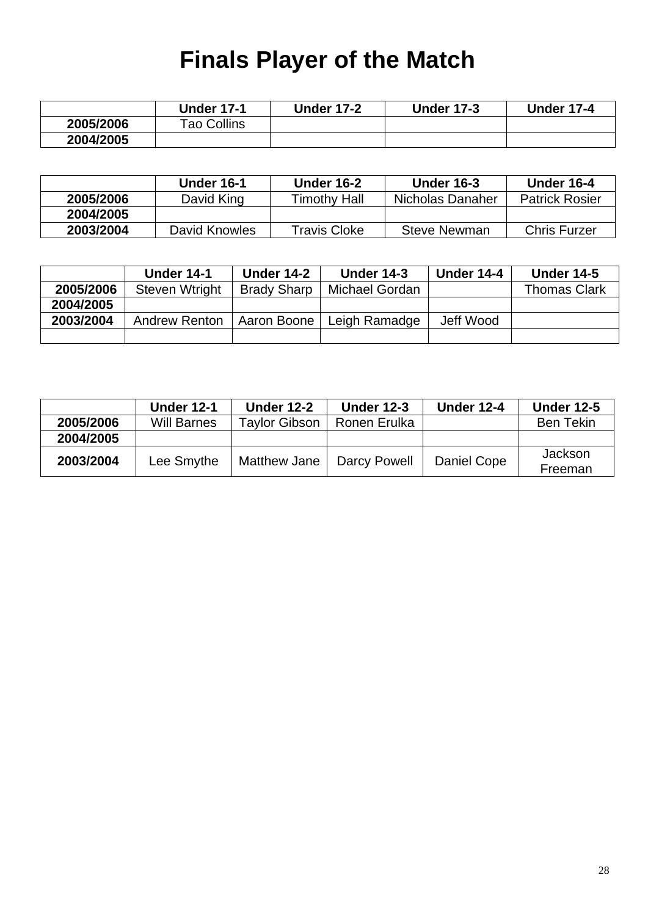# Finals Player of the Match

| | Under 17-1 | Under 17-2 | Under 17-3 | Under 17-4 |
|---|---|---|---|---|
| **2005/2006** | Tao Collins | | | |
| **2004/2005** | | | | |

| | Under 16-1 | Under 16-2 | Under 16-3 | Under 16-4 |
|---|---|---|---|---|
| **2005/2006** | David King | Timothy Hall | Nicholas Danaher | Patrick Rosier |
| **2004/2005** | | | | |
| **2003/2004** | David Knowles | Travis Cloke | Steve Newman | Chris Furzer |

| | Under 14-1 | Under 14-2 | Under 14-3 | Under 14-4 | Under 14-5 |
|---|---|---|---|---|---|
| **2005/2006** | Steven Wtright | Brady Sharp | Michael Gordan | | Thomas Clark |
| **2004/2005** | | | | | |
| **2003/2004** | Andrew Renton | Aaron Boone | Leigh Ramadge | Jeff Wood | |
| | | | | | |

| | Under 12-1 | Under 12-2 | Under 12-3 | Under 12-4 | Under 12-5 |
|---|---|---|---|---|---|
| **2005/2006** | Will Barnes | Taylor Gibson | Ronen Erulka | | Ben Tekin |
| **2004/2005** | | | | | |
| **2003/2004** | Lee Smythe | Matthew Jane | Darcy Powell | Daniel Cope | Jackson Freeman |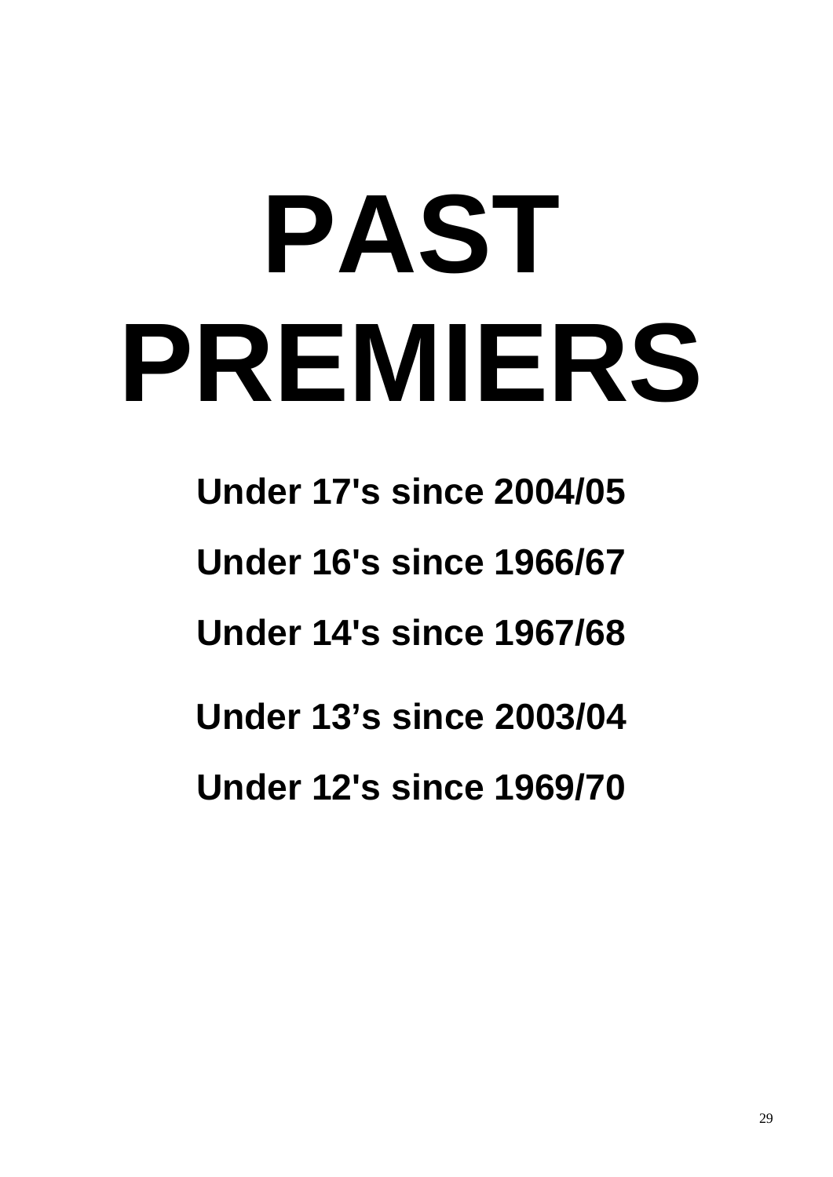# PAST PREMIERS

**Under 17's since 2004/05**

**Under 16's since 1966/67**

**Under 14's since 1967/68**

**Under 13's since 2003/04**

**Under 12's since 1969/70**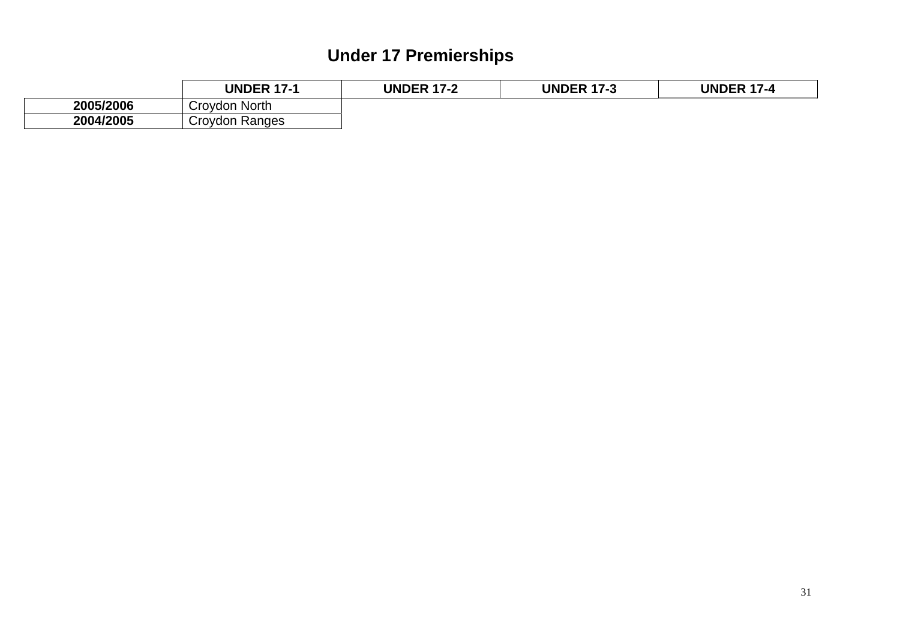# Under 17 Premierships

| | UNDER 17-1 | UNDER 17-2 | UNDER 17-3 | UNDER 17-4 |
|---|---|---|---|---|
| **2005/2006** | Croydon North | | | |
| **2004/2005** | Croydon Ranges | | | |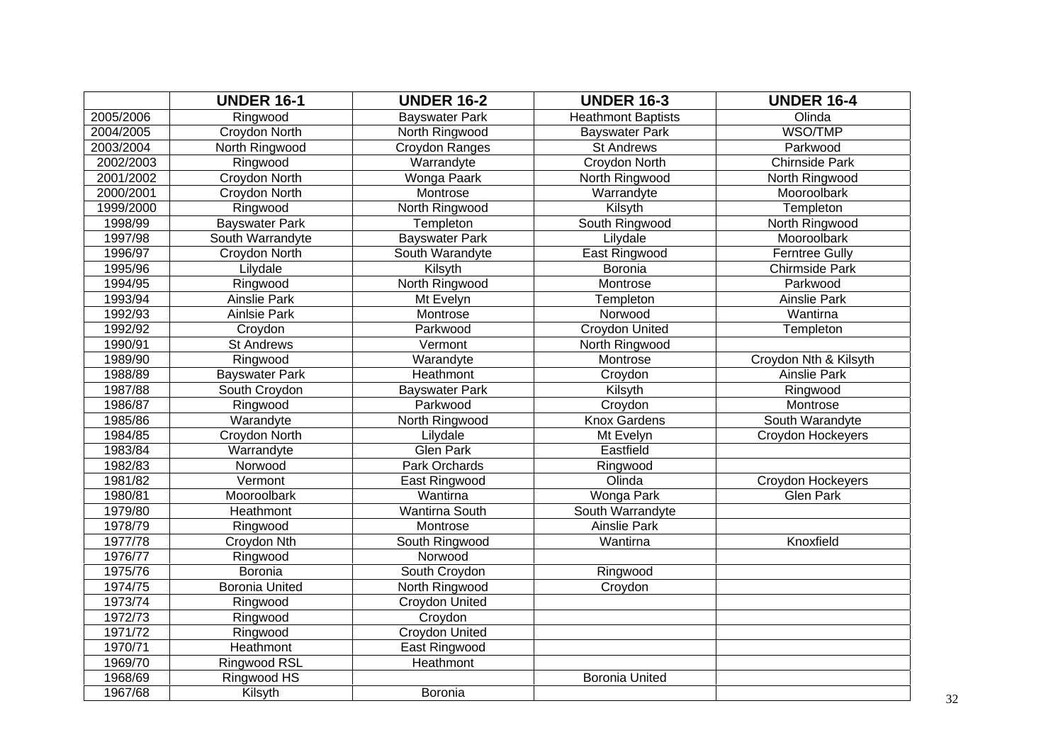| | UNDER 16-1 | UNDER 16-2 | UNDER 16-3 | UNDER 16-4 |
|---|---|---|---|---|
| 2005/2006 | Ringwood | Bayswater Park | Heathmont Baptists | Olinda |
| 2004/2005 | Croydon North | North Ringwood | Bayswater Park | WSO/TMP |
| 2003/2004 | North Ringwood | Croydon Ranges | St Andrews | Parkwood |
| 2002/2003 | Ringwood | Warrandyte | Croydon North | Chirnside Park |
| 2001/2002 | Croydon North | Wonga Paark | North Ringwood | North Ringwood |
| 2000/2001 | Croydon North | Montrose | Warrandyte | Mooroolbark |
| 1999/2000 | Ringwood | North Ringwood | Kilsyth | Templeton |
| 1998/99 | Bayswater Park | Templeton | South Ringwood | North Ringwood |
| 1997/98 | South Warrandyte | Bayswater Park | Lilydale | Mooroolbark |
| 1996/97 | Croydon North | South Warandyte | East Ringwood | Ferntree Gully |
| 1995/96 | Lilydale | Kilsyth | Boronia | Chirmside Park |
| 1994/95 | Ringwood | North Ringwood | Montrose | Parkwood |
| 1993/94 | Ainslie Park | Mt Evelyn | Templeton | Ainslie Park |
| 1992/93 | Ainlsie Park | Montrose | Norwood | Wantirna |
| 1992/92 | Croydon | Parkwood | Croydon United | Templeton |
| 1990/91 | St Andrews | Vermont | North Ringwood | |
| 1989/90 | Ringwood | Warandyte | Montrose | Croydon Nth & Kilsyth |
| 1988/89 | Bayswater Park | Heathmont | Croydon | Ainslie Park |
| 1987/88 | South Croydon | Bayswater Park | Kilsyth | Ringwood |
| 1986/87 | Ringwood | Parkwood | Croydon | Montrose |
| 1985/86 | Warandyte | North Ringwood | Knox Gardens | South Warandyte |
| 1984/85 | Croydon North | Lilydale | Mt Evelyn | Croydon Hockeyers |
| 1983/84 | Warrandyte | Glen Park | Eastfield | |
| 1982/83 | Norwood | Park Orchards | Ringwood | |
| 1981/82 | Vermont | East Ringwood | Olinda | Croydon Hockeyers |
| 1980/81 | Mooroolbark | Wantirna | Wonga Park | Glen Park |
| 1979/80 | Heathmont | Wantirna South | South Warrandyte | |
| 1978/79 | Ringwood | Montrose | Ainslie Park | |
| 1977/78 | Croydon Nth | South Ringwood | Wantirna | Knoxfield |
| 1976/77 | Ringwood | Norwood | | |
| 1975/76 | Boronia | South Croydon | Ringwood | |
| 1974/75 | Boronia United | North Ringwood | Croydon | |
| 1973/74 | Ringwood | Croydon United | | |
| 1972/73 | Ringwood | Croydon | | |
| 1971/72 | Ringwood | Croydon United | | |
| 1970/71 | Heathmont | East Ringwood | | |
| 1969/70 | Ringwood RSL | Heathmont | | |
| 1968/69 | Ringwood HS | | Boronia United | |
| 1967/68 | Kilsyth | Boronia | | |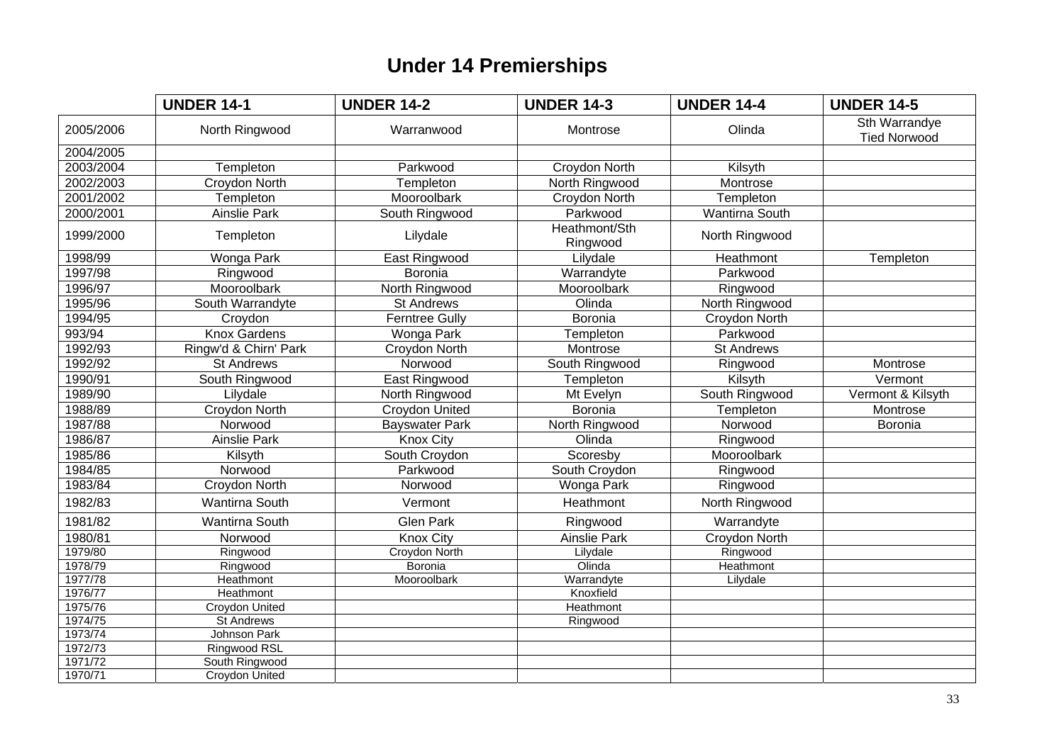# Under 14 Premierships

| | UNDER 14-1 | UNDER 14-2 | UNDER 14-3 | UNDER 14-4 | UNDER 14-5 |
|---|---|---|---|---|---|
| 2005/2006 | North Ringwood | Warranwood | Montrose | Olinda | Sth Warrandye Tied Norwood |
| 2004/2005 | | | | | |
| 2003/2004 | Templeton | Parkwood | Croydon North | Kilsyth | |
| 2002/2003 | Croydon North | Templeton | North Ringwood | Montrose | |
| 2001/2002 | Templeton | Mooroolbark | Croydon North | Templeton | |
| 2000/2001 | Ainslie Park | South Ringwood | Parkwood | Wantirna South | |
| 1999/2000 | Templeton | Lilydale | Heathmont/Sth Ringwood | North Ringwood | |
| 1998/99 | Wonga Park | East Ringwood | Lilydale | Heathmont | Templeton |
| 1997/98 | Ringwood | Boronia | Warrandyte | Parkwood | |
| 1996/97 | Mooroolbark | North Ringwood | Mooroolbark | Ringwood | |
| 1995/96 | South Warrandyte | St Andrews | Olinda | North Ringwood | |
| 1994/95 | Croydon | Ferntree Gully | Boronia | Croydon North | |
| 993/94 | Knox Gardens | Wonga Park | Templeton | Parkwood | |
| 1992/93 | Ringw'd & Chirn' Park | Croydon North | Montrose | St Andrews | |
| 1992/92 | St Andrews | Norwood | South Ringwood | Ringwood | Montrose |
| 1990/91 | South Ringwood | East Ringwood | Templeton | Kilsyth | Vermont |
| 1989/90 | Lilydale | North Ringwood | Mt Evelyn | South Ringwood | Vermont & Kilsyth |
| 1988/89 | Croydon North | Croydon United | Boronia | Templeton | Montrose |
| 1987/88 | Norwood | Bayswater Park | North Ringwood | Norwood | Boronia |
| 1986/87 | Ainslie Park | Knox City | Olinda | Ringwood | |
| 1985/86 | Kilsyth | South Croydon | Scoresby | Mooroolbark | |
| 1984/85 | Norwood | Parkwood | South Croydon | Ringwood | |
| 1983/84 | Croydon North | Norwood | Wonga Park | Ringwood | |
| 1982/83 | Wantirna South | Vermont | Heathmont | North Ringwood | |
| 1981/82 | Wantirna South | Glen Park | Ringwood | Warrandyte | |
| 1980/81 | Norwood | Knox City | Ainslie Park | Croydon North | |
| 1979/80 | Ringwood | Croydon North | Lilydale | Ringwood | |
| 1978/79 | Ringwood | Boronia | Olinda | Heathmont | |
| 1977/78 | Heathmont | Mooroolbark | Warrandyte | Lilydale | |
| 1976/77 | Heathmont | | Knoxfield | | |
| 1975/76 | Croydon United | | Heathmont | | |
| 1974/75 | St Andrews | | Ringwood | | |
| 1973/74 | Johnson Park | | | | |
| 1972/73 | Ringwood RSL | | | | |
| 1971/72 | South Ringwood | | | | |
| 1970/71 | Croydon United | | | | |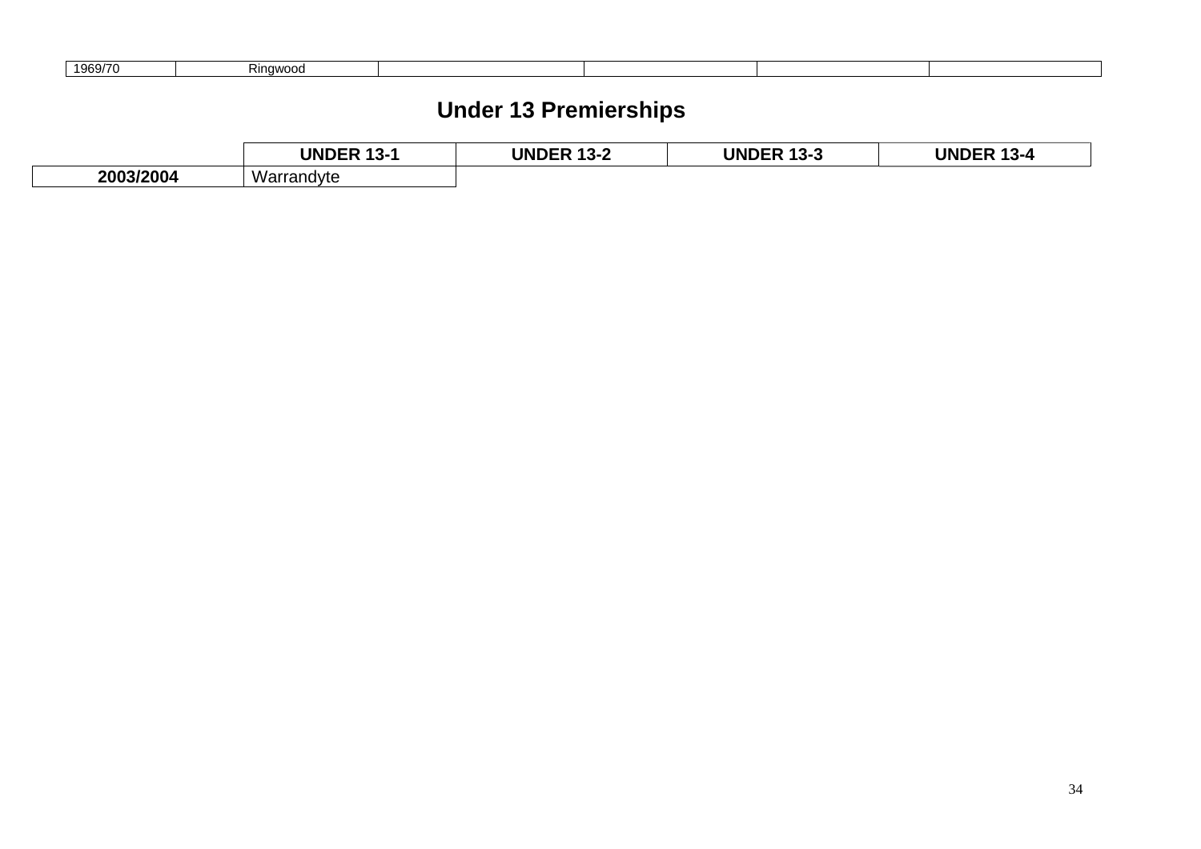| 1969/70 | Ringwood | | | | |
|---|---|---|---|---|---|

## Under 13 Premierships

| | UNDER 13-1 | UNDER 13-2 | UNDER 13-3 | UNDER 13-4 |
|---|---|---|---|---|
| **2003/2004** | Warrandyte | | | |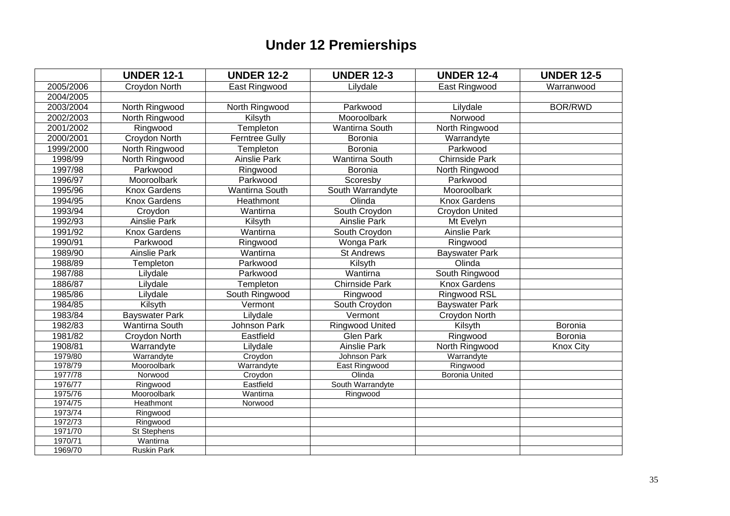# Under 12 Premierships

| | UNDER 12-1 | UNDER 12-2 | UNDER 12-3 | UNDER 12-4 | UNDER 12-5 |
|---|---|---|---|---|---|
| 2005/2006 | Croydon North | East Ringwood | Lilydale | East Ringwood | Warranwood |
| 2004/2005 | | | | | |
| 2003/2004 | North Ringwood | North Ringwood | Parkwood | Lilydale | BOR/RWD |
| 2002/2003 | North Ringwood | Kilsyth | Mooroolbark | Norwood | |
| 2001/2002 | Ringwood | Templeton | Wantirna South | North Ringwood | |
| 2000/2001 | Croydon North | Ferntree Gully | Boronia | Warrandyte | |
| 1999/2000 | North Ringwood | Templeton | Boronia | Parkwood | |
| 1998/99 | North Ringwood | Ainslie Park | Wantirna South | Chirnside Park | |
| 1997/98 | Parkwood | Ringwood | Boronia | North Ringwood | |
| 1996/97 | Mooroolbark | Parkwood | Scoresby | Parkwood | |
| 1995/96 | Knox Gardens | Wantirna South | South Warrandyte | Mooroolbark | |
| 1994/95 | Knox Gardens | Heathmont | Olinda | Knox Gardens | |
| 1993/94 | Croydon | Wantirna | South Croydon | Croydon United | |
| 1992/93 | Ainslie Park | Kilsyth | Ainslie Park | Mt Evelyn | |
| 1991/92 | Knox Gardens | Wantirna | South Croydon | Ainslie Park | |
| 1990/91 | Parkwood | Ringwood | Wonga Park | Ringwood | |
| 1989/90 | Ainslie Park | Wantirna | St Andrews | Bayswater Park | |
| 1988/89 | Templeton | Parkwood | Kilsyth | Olinda | |
| 1987/88 | Lilydale | Parkwood | Wantirna | South Ringwood | |
| 1886/87 | Lilydale | Templeton | Chirnside Park | Knox Gardens | |
| 1985/86 | Lilydale | South Ringwood | Ringwood | Ringwood RSL | |
| 1984/85 | Kilsyth | Vermont | South Croydon | Bayswater Park | |
| 1983/84 | Bayswater Park | Lilydale | Vermont | Croydon North | |
| 1982/83 | Wantirna South | Johnson Park | Ringwood United | Kilsyth | Boronia |
| 1981/82 | Croydon North | Eastfield | Glen Park | Ringwood | Boronia |
| 1908/81 | Warrandyte | Lilydale | Ainslie Park | North Ringwood | Knox City |
| 1979/80 | Warrandyte | Croydon | Johnson Park | Warrandyte | |
| 1978/79 | Mooroolbark | Warrandyte | East Ringwood | Ringwood | |
| 1977/78 | Norwood | Croydon | Olinda | Boronia United | |
| 1976/77 | Ringwood | Eastfield | South Warrandyte | | |
| 1975/76 | Mooroolbark | Wantirna | Ringwood | | |
| 1974/75 | Heathmont | Norwood | | | |
| 1973/74 | Ringwood | | | | |
| 1972/73 | Ringwood | | | | |
| 1971/70 | St Stephens | | | | |
| 1970/71 | Wantirna | | | | |
| 1969/70 | Ruskin Park | | | | |